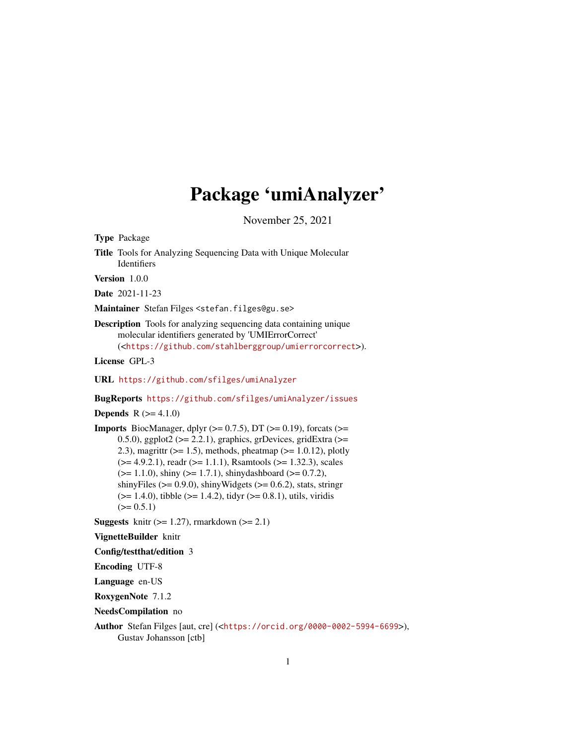# Package 'umiAnalyzer'

November 25, 2021

**Type** Package

**Title** Tools for Analyzing Sequencing Data with Unique Molecular Identifiers

**Version** 1.0.0

**Date** 2021-11-23

**Maintainer** Stefan Filges <stefan.filges@gu.se>

**Description** Tools for analyzing sequencing data containing unique molecular identifiers generated by 'UMIErrorCorrect' (<https://github.com/stahlberggroup/umierrorcorrect>).

**License** GPL-3

**URL** https://github.com/sfilges/umiAnalyzer

**BugReports** https://github.com/sfilges/umiAnalyzer/issues

**Depends** R (>= 4.1.0)

**Imports** BiocManager, dplyr (>= 0.7.5), DT (>= 0.19), forcats (>= 0.5.0), ggplot2 (>= 2.2.1), graphics, grDevices, gridExtra (>= 2.3), magrittr (>= 1.5), methods, pheatmap (>= 1.0.12), plotly (>= 4.9.2.1), readr (>= 1.1.1), Rsamtools (>= 1.32.3), scales (>= 1.1.0), shiny (>= 1.7.1), shinydashboard (>= 0.7.2), shinyFiles (>= 0.9.0), shinyWidgets (>= 0.6.2), stats, stringr (>= 1.4.0), tibble (>= 1.4.2), tidyr (>= 0.8.1), utils, viridis (>= 0.5.1)

**Suggests** knitr (>= 1.27), rmarkdown (>= 2.1)

**VignetteBuilder** knitr

**Config/testthat/edition** 3

**Encoding** UTF-8

**Language** en-US

**RoxygenNote** 7.1.2

**NeedsCompilation** no

**Author** Stefan Filges [aut, cre] (<https://orcid.org/0000-0002-5994-6699>), Gustav Johansson [ctb]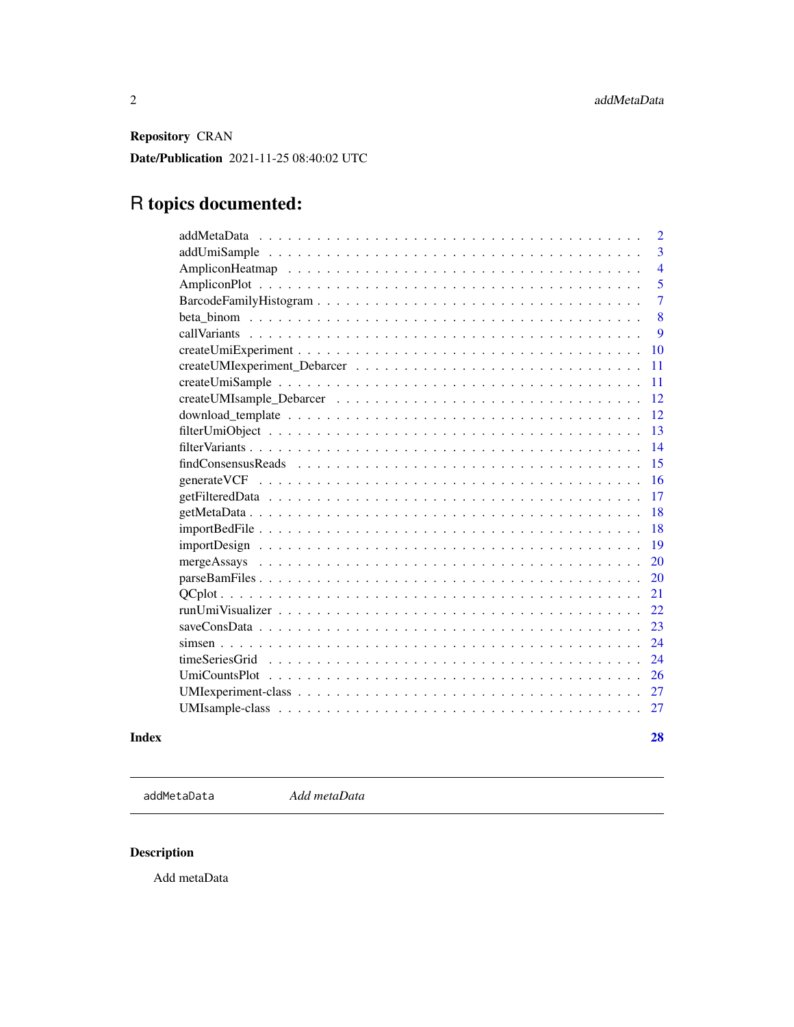**Repository** CRAN

**Date/Publication** 2021-11-25 08:40:02 UTC

# R topics documented:

| | |
|---|---|
| addMetaData | 2 |
| addUmiSample | 3 |
| AmpliconHeatmap | 4 |
| AmpliconPlot | 5 |
| BarcodeFamilyHistogram | 7 |
| beta_binom | 8 |
| callVariants | 9 |
| createUmiExperiment | 10 |
| createUMIexperiment_Debarcer | 11 |
| createUmiSample | 11 |
| createUMIsample_Debarcer | 12 |
| download_template | 12 |
| filterUmiObject | 13 |
| filterVariants | 14 |
| findConsensusReads | 15 |
| generateVCF | 16 |
| getFilteredData | 17 |
| getMetaData | 18 |
| importBedFile | 18 |
| importDesign | 19 |
| mergeAssays | 20 |
| parseBamFiles | 20 |
| QCplot | 21 |
| runUmiVisualizer | 22 |
| saveConsData | 23 |
| simsen | 24 |
| timeSeriesGrid | 24 |
| UmiCountsPlot | 26 |
| UMIexperiment-class | 27 |
| UMIsample-class | 27 |
| **Index** | **28** |

---

`addMetaData` *Add metaData*

---

## Description

Add metaData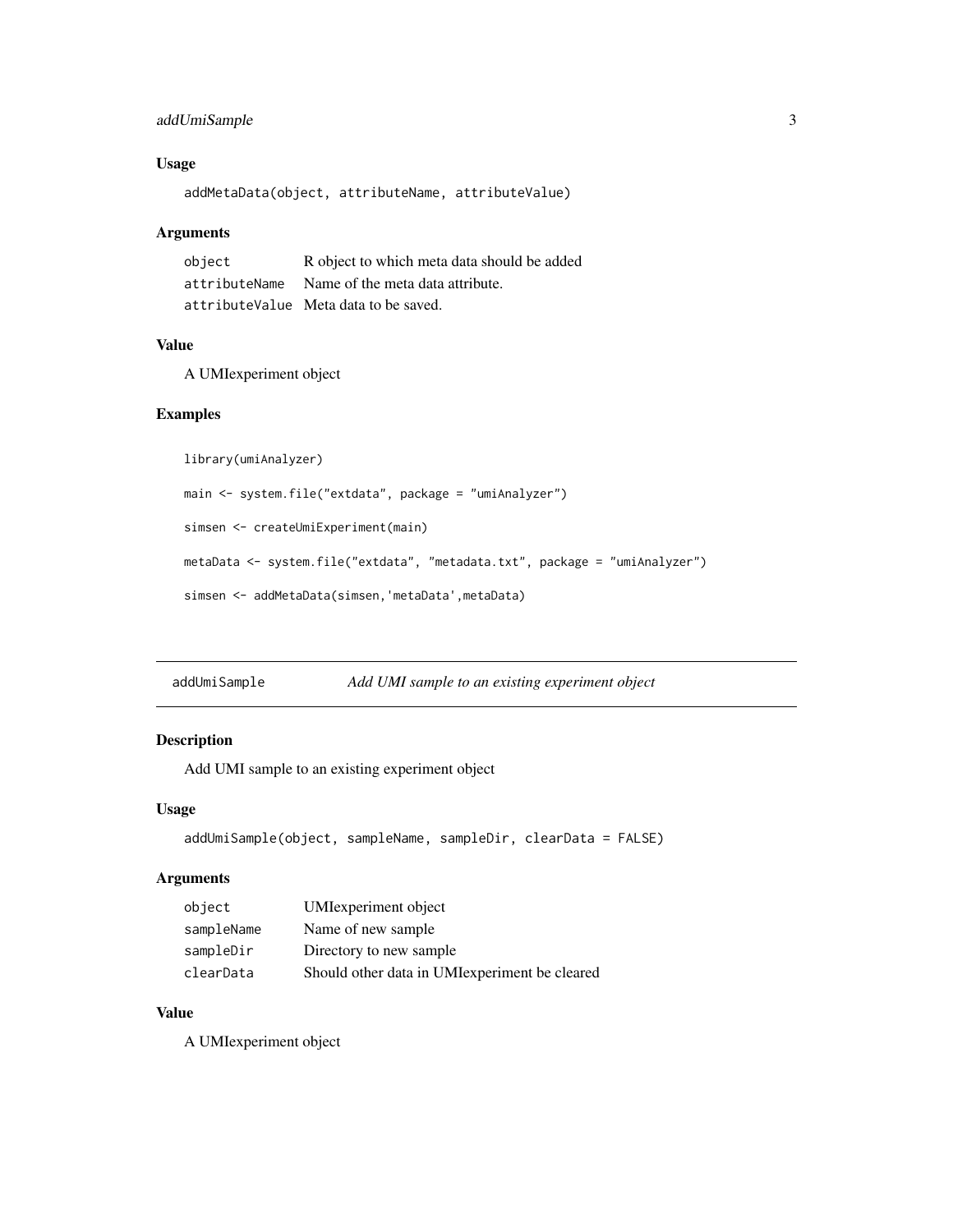## Usage

```
addMetaData(object, attributeName, attributeValue)
```

## Arguments

| | |
|---|---|
| object | R object to which meta data should be added |
| attributeName | Name of the meta data attribute. |
| attributeValue | Meta data to be saved. |

## Value

A UMIexperiment object

## Examples

```
library(umiAnalyzer)

main <- system.file("extdata", package = "umiAnalyzer")

simsen <- createUmiExperiment(main)

metaData <- system.file("extdata", "metadata.txt", package = "umiAnalyzer")

simsen <- addMetaData(simsen,'metaData',metaData)
```

---

# addUmiSample *Add UMI sample to an existing experiment object*

## Description

Add UMI sample to an existing experiment object

## Usage

```
addUmiSample(object, sampleName, sampleDir, clearData = FALSE)
```

## Arguments

| | |
|---|---|
| object | UMIexperiment object |
| sampleName | Name of new sample |
| sampleDir | Directory to new sample |
| clearData | Should other data in UMIexperiment be cleared |

## Value

A UMIexperiment object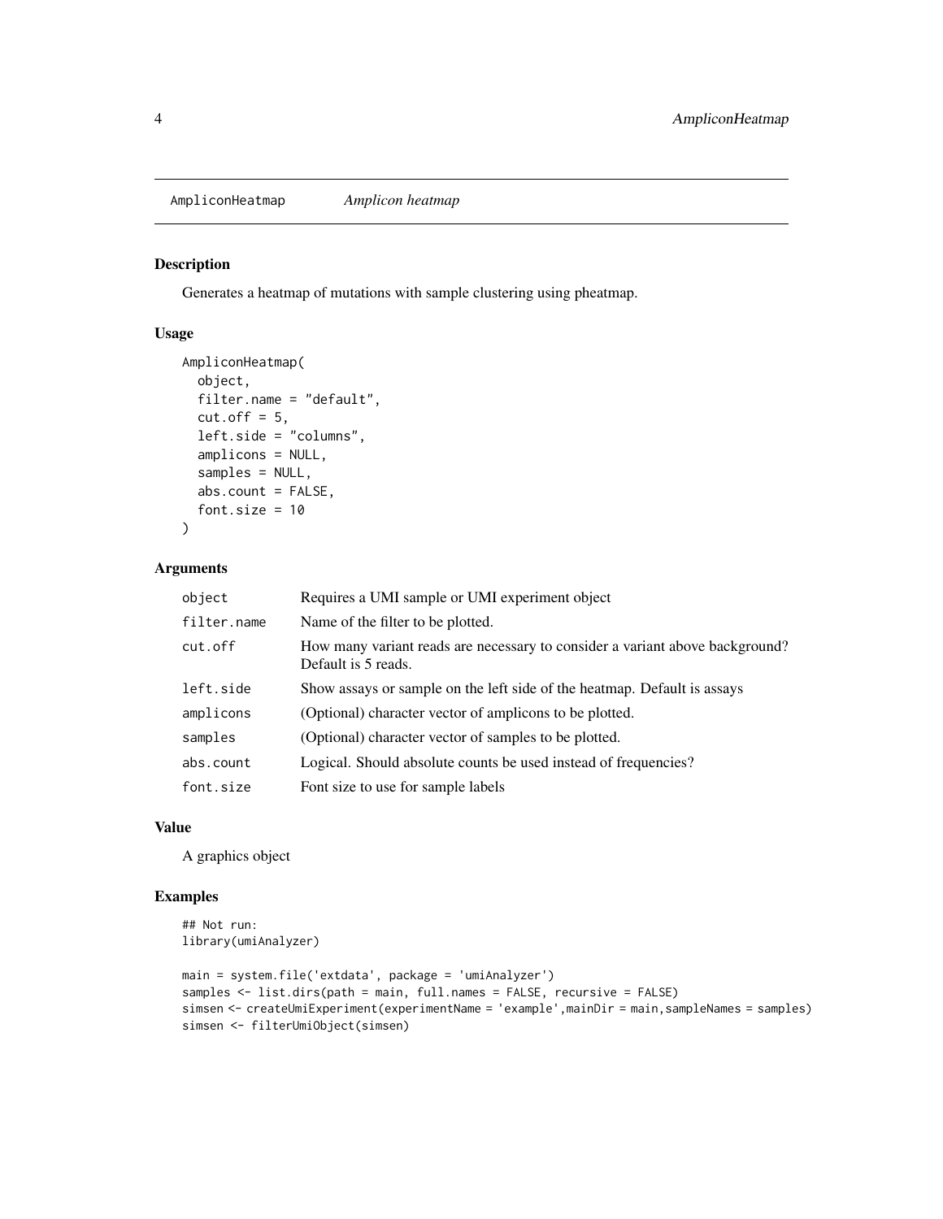AmpliconHeatmap *Amplicon heatmap*

### Description

Generates a heatmap of mutations with sample clustering using pheatmap.

### Usage

```
AmpliconHeatmap(
  object,
  filter.name = "default",
  cut.off = 5,
  left.side = "columns",
  amplicons = NULL,
  samples = NULL,
  abs.count = FALSE,
  font.size = 10
)
```

### Arguments

| | |
|---|---|
| object | Requires a UMI sample or UMI experiment object |
| filter.name | Name of the filter to be plotted. |
| cut.off | How many variant reads are necessary to consider a variant above background? Default is 5 reads. |
| left.side | Show assays or sample on the left side of the heatmap. Default is assays |
| amplicons | (Optional) character vector of amplicons to be plotted. |
| samples | (Optional) character vector of samples to be plotted. |
| abs.count | Logical. Should absolute counts be used instead of frequencies? |
| font.size | Font size to use for sample labels |

### Value

A graphics object

### Examples

```
## Not run:
library(umiAnalyzer)

main = system.file('extdata', package = 'umiAnalyzer')
samples <- list.dirs(path = main, full.names = FALSE, recursive = FALSE)
simsen <- createUmiExperiment(experimentName = 'example',mainDir = main,sampleNames = samples)
simsen <- filterUmiObject(simsen)
```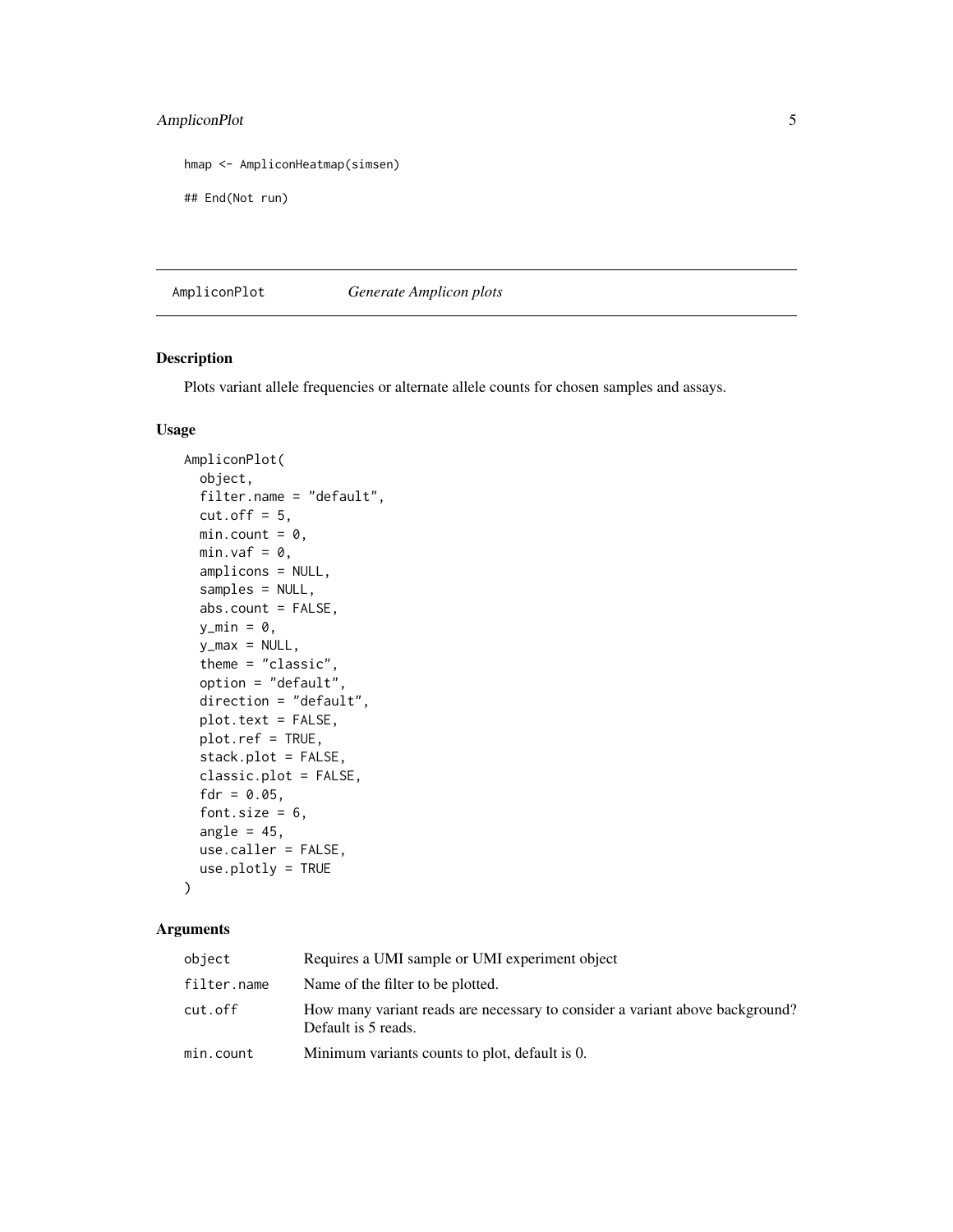```
hmap <- AmpliconHeatmap(simsen)

## End(Not run)
```

## AmpliconPlot *Generate Amplicon plots*

### Description

Plots variant allele frequencies or alternate allele counts for chosen samples and assays.

### Usage

```
AmpliconPlot(
  object,
  filter.name = "default",
  cut.off = 5,
  min.count = 0,
  min.vaf = 0,
  amplicons = NULL,
  samples = NULL,
  abs.count = FALSE,
  y_min = 0,
  y_max = NULL,
  theme = "classic",
  option = "default",
  direction = "default",
  plot.text = FALSE,
  plot.ref = TRUE,
  stack.plot = FALSE,
  classic.plot = FALSE,
  fdr = 0.05,
  font.size = 6,
  angle = 45,
  use.caller = FALSE,
  use.plotly = TRUE
)
```

### Arguments

| | |
|---|---|
| `object` | Requires a UMI sample or UMI experiment object |
| `filter.name` | Name of the filter to be plotted. |
| `cut.off` | How many variant reads are necessary to consider a variant above background? Default is 5 reads. |
| `min.count` | Minimum variants counts to plot, default is 0. |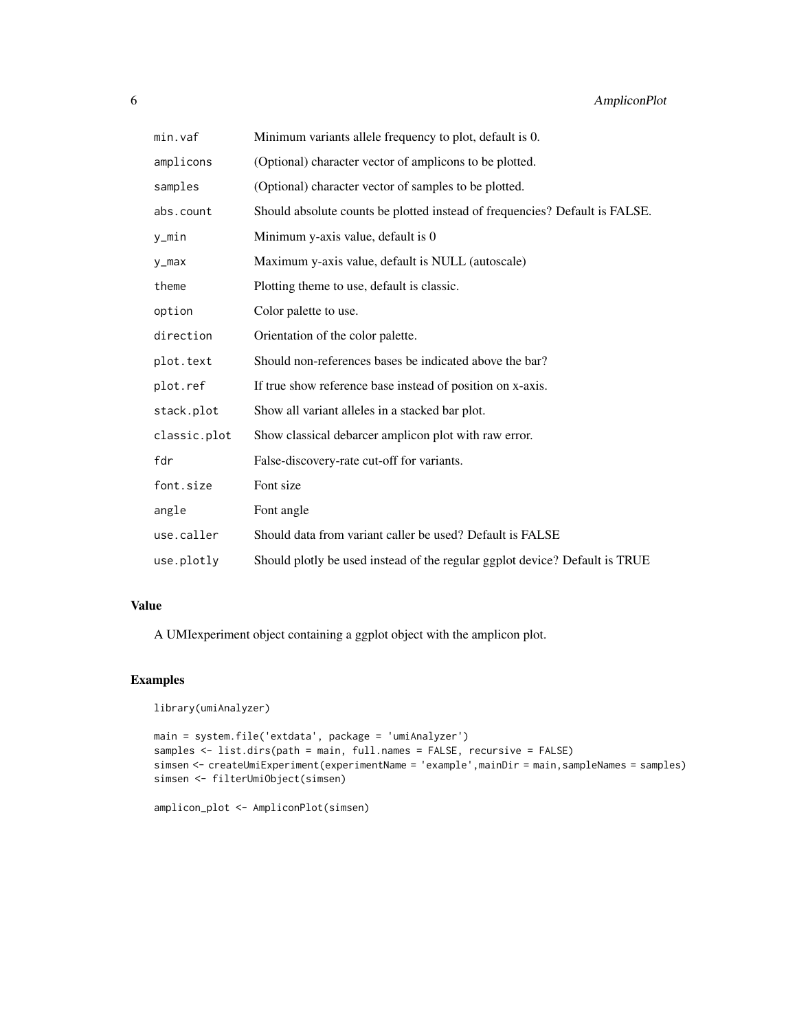| | |
|---|---|
| min.vaf | Minimum variants allele frequency to plot, default is 0. |
| amplicons | (Optional) character vector of amplicons to be plotted. |
| samples | (Optional) character vector of samples to be plotted. |
| abs.count | Should absolute counts be plotted instead of frequencies? Default is FALSE. |
| y_min | Minimum y-axis value, default is 0 |
| y_max | Maximum y-axis value, default is NULL (autoscale) |
| theme | Plotting theme to use, default is classic. |
| option | Color palette to use. |
| direction | Orientation of the color palette. |
| plot.text | Should non-references bases be indicated above the bar? |
| plot.ref | If true show reference base instead of position on x-axis. |
| stack.plot | Show all variant alleles in a stacked bar plot. |
| classic.plot | Show classical debarcer amplicon plot with raw error. |
| fdr | False-discovery-rate cut-off for variants. |
| font.size | Font size |
| angle | Font angle |
| use.caller | Should data from variant caller be used? Default is FALSE |
| use.plotly | Should plotly be used instead of the regular ggplot device? Default is TRUE |

## Value

A UMIexperiment object containing a ggplot object with the amplicon plot.

## Examples

```
library(umiAnalyzer)

main = system.file('extdata', package = 'umiAnalyzer')
samples <- list.dirs(path = main, full.names = FALSE, recursive = FALSE)
simsen <- createUmiExperiment(experimentName = 'example',mainDir = main,sampleNames = samples)
simsen <- filterUmiObject(simsen)

amplicon_plot <- AmpliconPlot(simsen)
```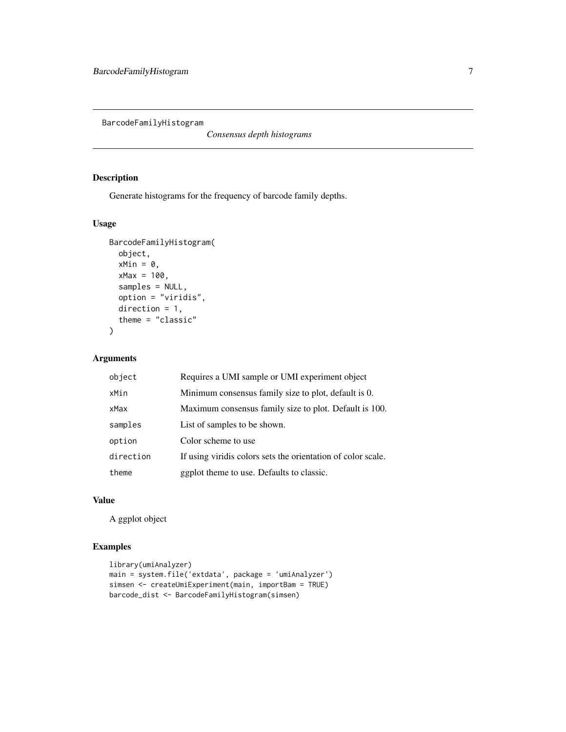## BarcodeFamilyHistogram

*Consensus depth histograms*

### Description

Generate histograms for the frequency of barcode family depths.

### Usage

```
BarcodeFamilyHistogram(
  object,
  xMin = 0,
  xMax = 100,
  samples = NULL,
  option = "viridis",
  direction = 1,
  theme = "classic"
)
```

### Arguments

| | |
|---|---|
| object | Requires a UMI sample or UMI experiment object |
| xMin | Minimum consensus family size to plot, default is 0. |
| xMax | Maximum consensus family size to plot. Default is 100. |
| samples | List of samples to be shown. |
| option | Color scheme to use |
| direction | If using viridis colors sets the orientation of color scale. |
| theme | ggplot theme to use. Defaults to classic. |

### Value

A ggplot object

### Examples

```
library(umiAnalyzer)
main = system.file('extdata', package = 'umiAnalyzer')
simsen <- createUmiExperiment(main, importBam = TRUE)
barcode_dist <- BarcodeFamilyHistogram(simsen)
```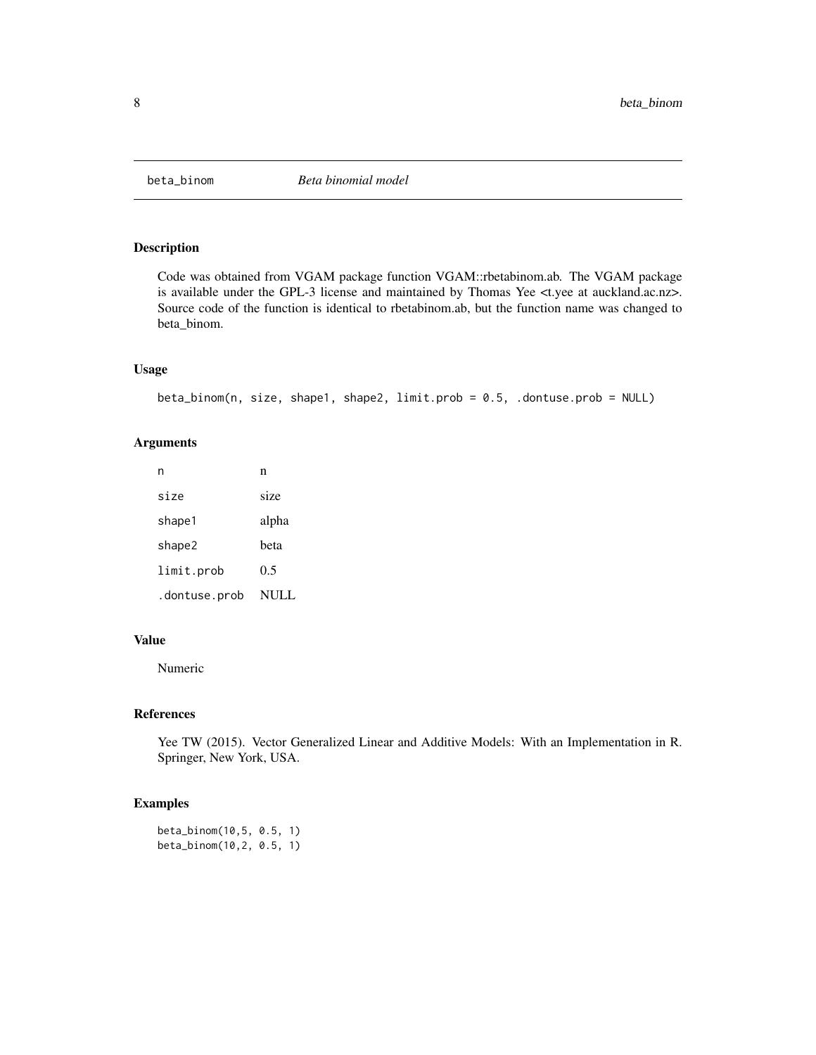# beta_binom *Beta binomial model*

## Description

Code was obtained from VGAM package function VGAM::rbetabinom.ab. The VGAM package is available under the GPL-3 license and maintained by Thomas Yee <t.yee at auckland.ac.nz>. Source code of the function is identical to rbetabinom.ab, but the function name was changed to beta_binom.

## Usage

```
beta_binom(n, size, shape1, shape2, limit.prob = 0.5, .dontuse.prob = NULL)
```

## Arguments

| | |
|---|---|
| n | n |
| size | size |
| shape1 | alpha |
| shape2 | beta |
| limit.prob | 0.5 |
| .dontuse.prob | NULL |

## Value

Numeric

## References

Yee TW (2015). Vector Generalized Linear and Additive Models: With an Implementation in R. Springer, New York, USA.

## Examples

```
beta_binom(10,5, 0.5, 1)
beta_binom(10,2, 0.5, 1)
```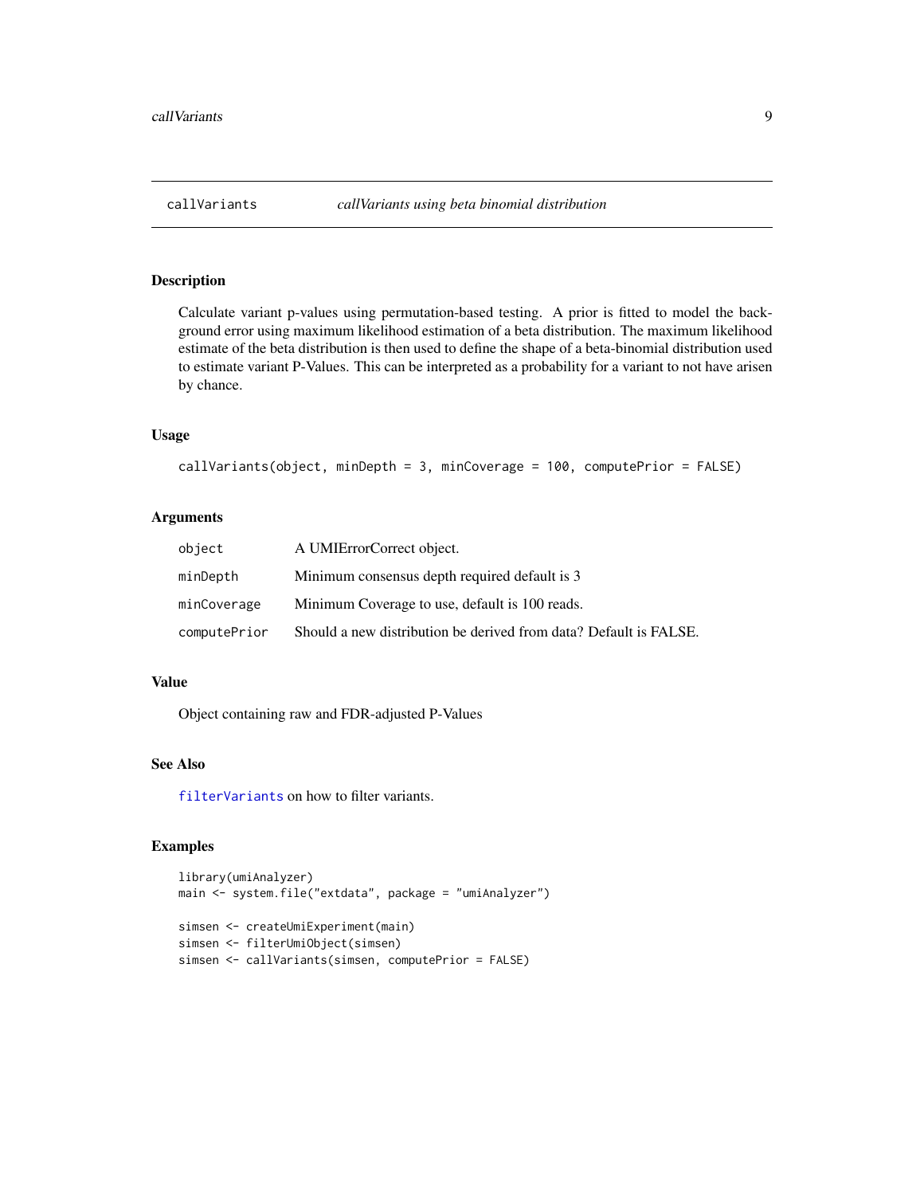## callVariants — *callVariants using beta binomial distribution*

### Description

Calculate variant p-values using permutation-based testing. A prior is fitted to model the background error using maximum likelihood estimation of a beta distribution. The maximum likelihood estimate of the beta distribution is then used to define the shape of a beta-binomial distribution used to estimate variant P-Values. This can be interpreted as a probability for a variant to not have arisen by chance.

### Usage

```
callVariants(object, minDepth = 3, minCoverage = 100, computePrior = FALSE)
```

### Arguments

| | |
|---|---|
| `object` | A UMIErrorCorrect object. |
| `minDepth` | Minimum consensus depth required default is 3 |
| `minCoverage` | Minimum Coverage to use, default is 100 reads. |
| `computePrior` | Should a new distribution be derived from data? Default is FALSE. |

### Value

Object containing raw and FDR-adjusted P-Values

### See Also

`filterVariants` on how to filter variants.

### Examples

```
library(umiAnalyzer)
main <- system.file("extdata", package = "umiAnalyzer")

simsen <- createUmiExperiment(main)
simsen <- filterUmiObject(simsen)
simsen <- callVariants(simsen, computePrior = FALSE)
```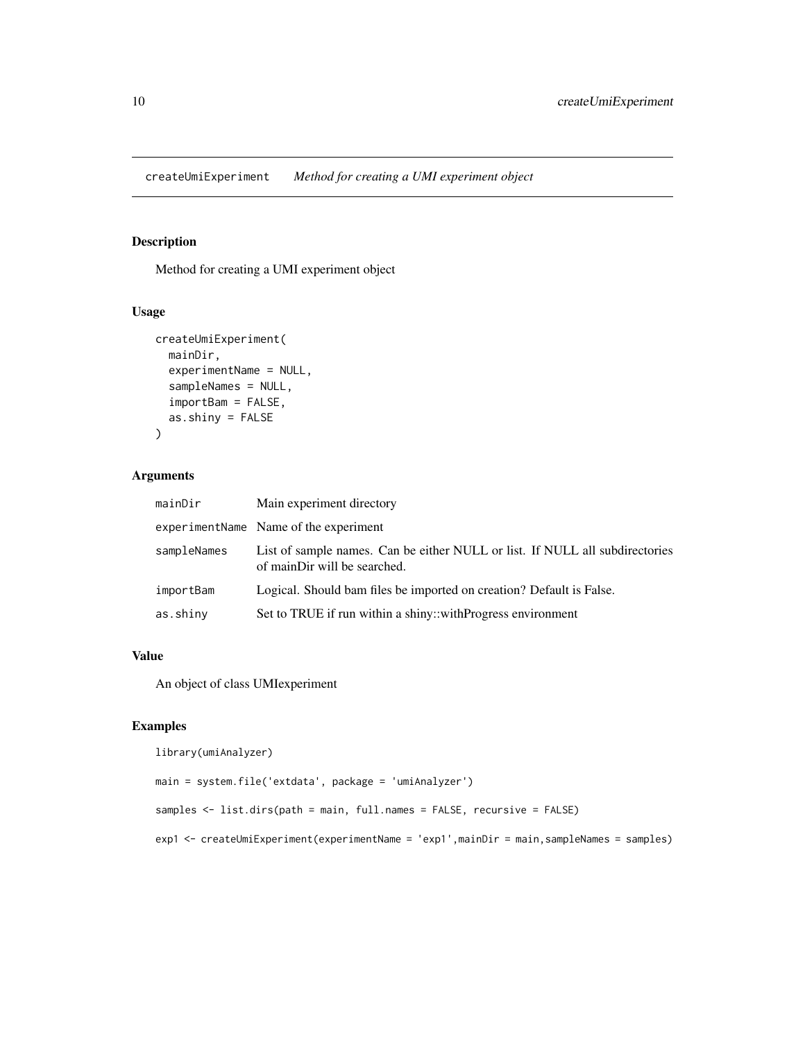## createUmiExperiment *Method for creating a UMI experiment object*

### Description

Method for creating a UMI experiment object

### Usage

```
createUmiExperiment(
  mainDir,
  experimentName = NULL,
  sampleNames = NULL,
  importBam = FALSE,
  as.shiny = FALSE
)
```

### Arguments

| | |
|---|---|
| mainDir | Main experiment directory |
| experimentName | Name of the experiment |
| sampleNames | List of sample names. Can be either NULL or list. If NULL all subdirectories of mainDir will be searched. |
| importBam | Logical. Should bam files be imported on creation? Default is False. |
| as.shiny | Set to TRUE if run within a shiny::withProgress environment |

### Value

An object of class UMIexperiment

### Examples

```
library(umiAnalyzer)

main = system.file('extdata', package = 'umiAnalyzer')

samples <- list.dirs(path = main, full.names = FALSE, recursive = FALSE)

exp1 <- createUmiExperiment(experimentName = 'exp1',mainDir = main,sampleNames = samples)
```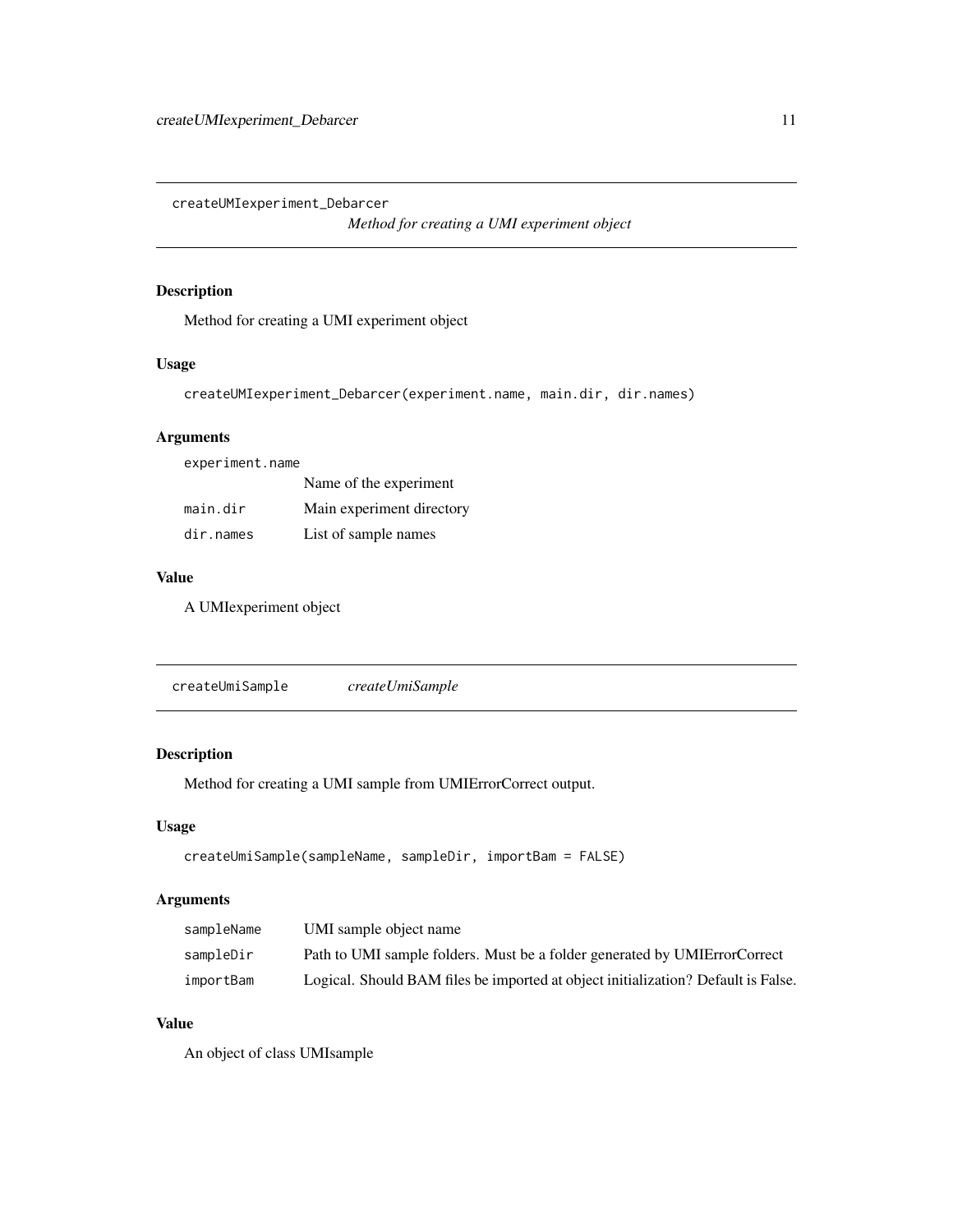## createUMIexperiment_Debarcer

*Method for creating a UMI experiment object*

### Description

Method for creating a UMI experiment object

### Usage

```
createUMIexperiment_Debarcer(experiment.name, main.dir, dir.names)
```

### Arguments

| | |
|---|---|
| `experiment.name` | Name of the experiment |
| `main.dir` | Main experiment directory |
| `dir.names` | List of sample names |

### Value

A UMIexperiment object

## createUmiSample

*createUmiSample*

### Description

Method for creating a UMI sample from UMIErrorCorrect output.

### Usage

```
createUmiSample(sampleName, sampleDir, importBam = FALSE)
```

### Arguments

| | |
|---|---|
| `sampleName` | UMI sample object name |
| `sampleDir` | Path to UMI sample folders. Must be a folder generated by UMIErrorCorrect |
| `importBam` | Logical. Should BAM files be imported at object initialization? Default is False. |

### Value

An object of class UMIsample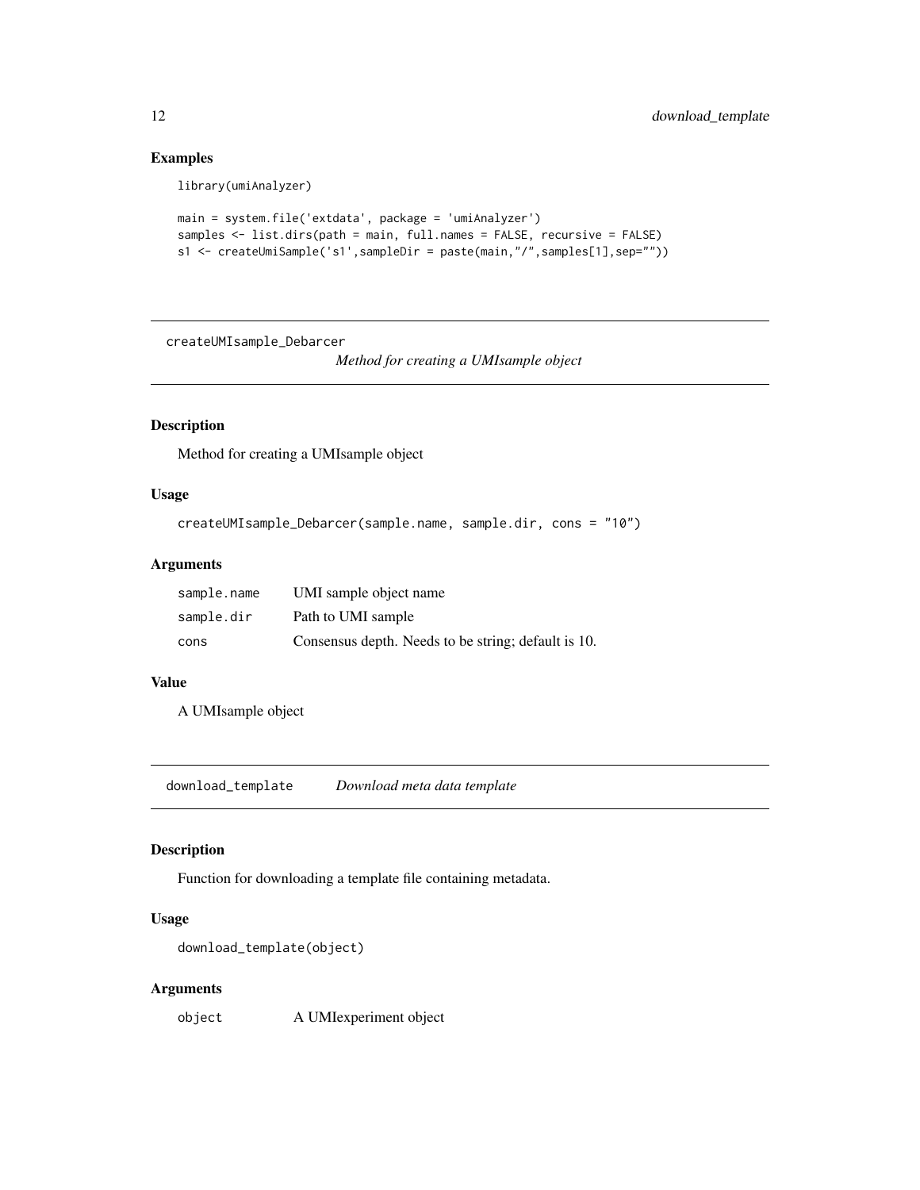## Examples

```
library(umiAnalyzer)

main = system.file('extdata', package = 'umiAnalyzer')
samples <- list.dirs(path = main, full.names = FALSE, recursive = FALSE)
s1 <- createUmiSample('s1',sampleDir = paste(main,"/",samples[1],sep=""))
```

---

# createUMIsample_Debarcer

*Method for creating a UMIsample object*

## Description

Method for creating a UMIsample object

## Usage

```
createUMIsample_Debarcer(sample.name, sample.dir, cons = "10")
```

## Arguments

| | |
|---|---|
| sample.name | UMI sample object name |
| sample.dir | Path to UMI sample |
| cons | Consensus depth. Needs to be string; default is 10. |

## Value

A UMIsample object

---

# download_template

*Download meta data template*

## Description

Function for downloading a template file containing metadata.

## Usage

```
download_template(object)
```

## Arguments

| | |
|---|---|
| object | A UMIexperiment object |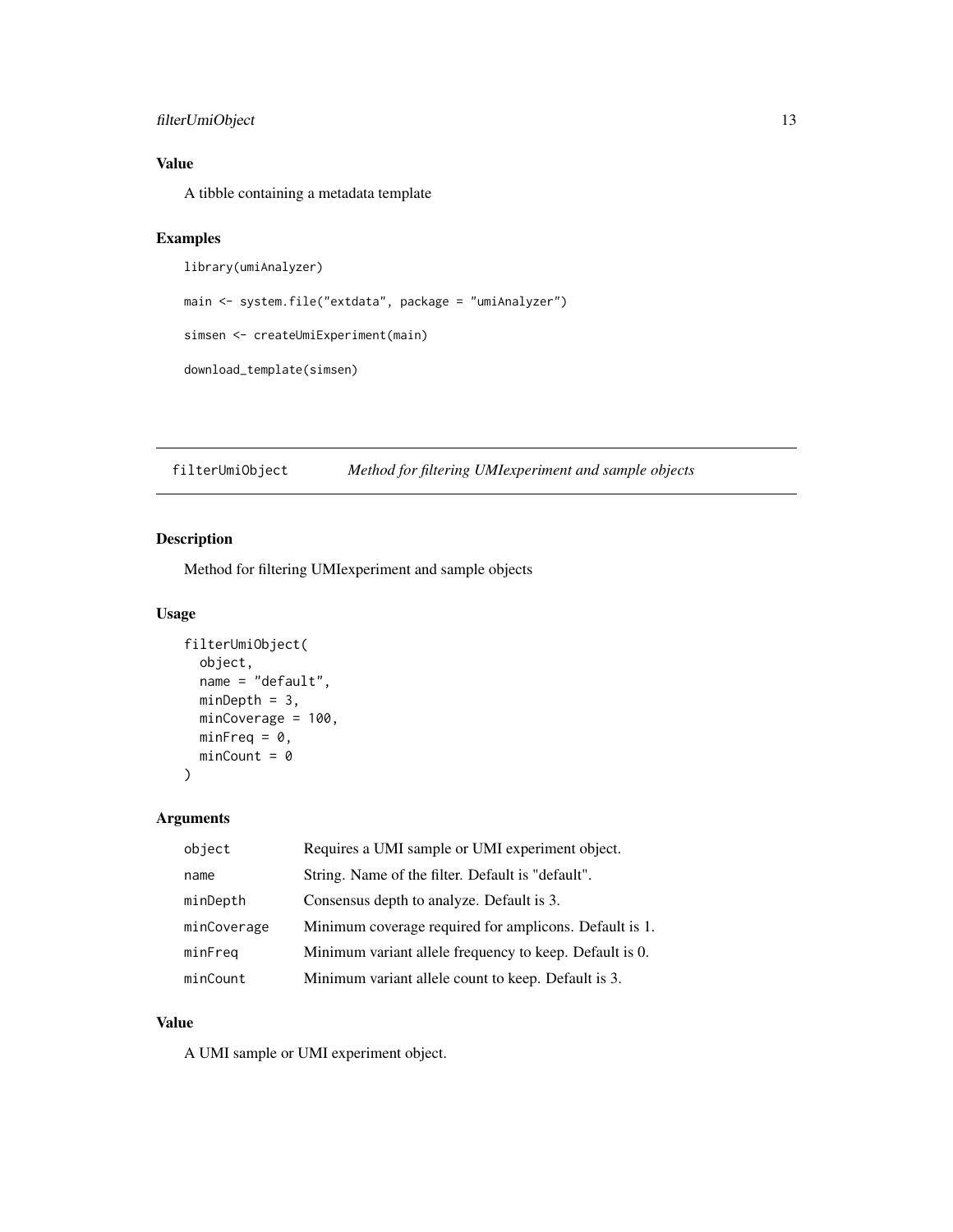## Value

A tibble containing a metadata template

## Examples

```
library(umiAnalyzer)

main <- system.file("extdata", package = "umiAnalyzer")

simsen <- createUmiExperiment(main)

download_template(simsen)
```

---

# filterUmiObject    *Method for filtering UMIexperiment and sample objects*

---

## Description

Method for filtering UMIexperiment and sample objects

## Usage

```
filterUmiObject(
  object,
  name = "default",
  minDepth = 3,
  minCoverage = 100,
  minFreq = 0,
  minCount = 0
)
```

## Arguments

| | |
|---|---|
| object | Requires a UMI sample or UMI experiment object. |
| name | String. Name of the filter. Default is "default". |
| minDepth | Consensus depth to analyze. Default is 3. |
| minCoverage | Minimum coverage required for amplicons. Default is 1. |
| minFreq | Minimum variant allele frequency to keep. Default is 0. |
| minCount | Minimum variant allele count to keep. Default is 3. |

## Value

A UMI sample or UMI experiment object.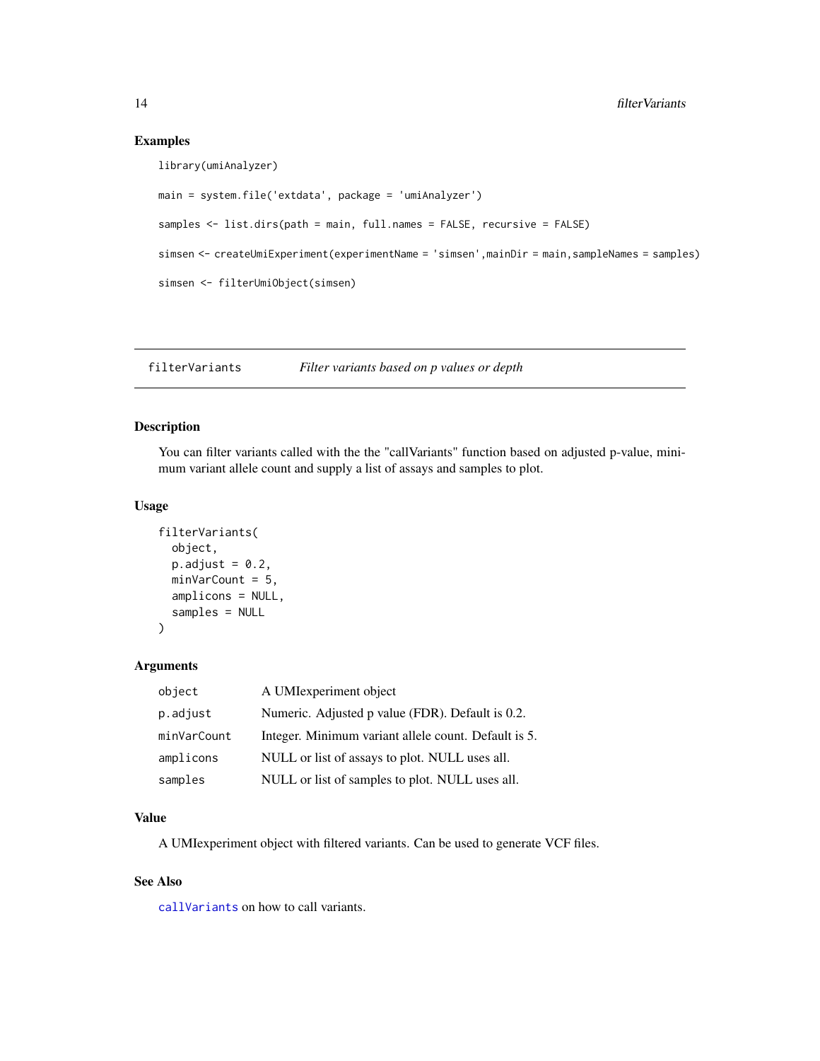### Examples

```
library(umiAnalyzer)

main = system.file('extdata', package = 'umiAnalyzer')

samples <- list.dirs(path = main, full.names = FALSE, recursive = FALSE)

simsen <- createUmiExperiment(experimentName = 'simsen',mainDir = main,sampleNames = samples)

simsen <- filterUmiObject(simsen)
```

---

## filterVariants — *Filter variants based on p values or depth*

### Description

You can filter variants called with the the "callVariants" function based on adjusted p-value, minimum variant allele count and supply a list of assays and samples to plot.

### Usage

```
filterVariants(
  object,
  p.adjust = 0.2,
  minVarCount = 5,
  amplicons = NULL,
  samples = NULL
)
```

### Arguments

| | |
|---|---|
| `object` | A UMIexperiment object |
| `p.adjust` | Numeric. Adjusted p value (FDR). Default is 0.2. |
| `minVarCount` | Integer. Minimum variant allele count. Default is 5. |
| `amplicons` | NULL or list of assays to plot. NULL uses all. |
| `samples` | NULL or list of samples to plot. NULL uses all. |

### Value

A UMIexperiment object with filtered variants. Can be used to generate VCF files.

### See Also

`callVariants` on how to call variants.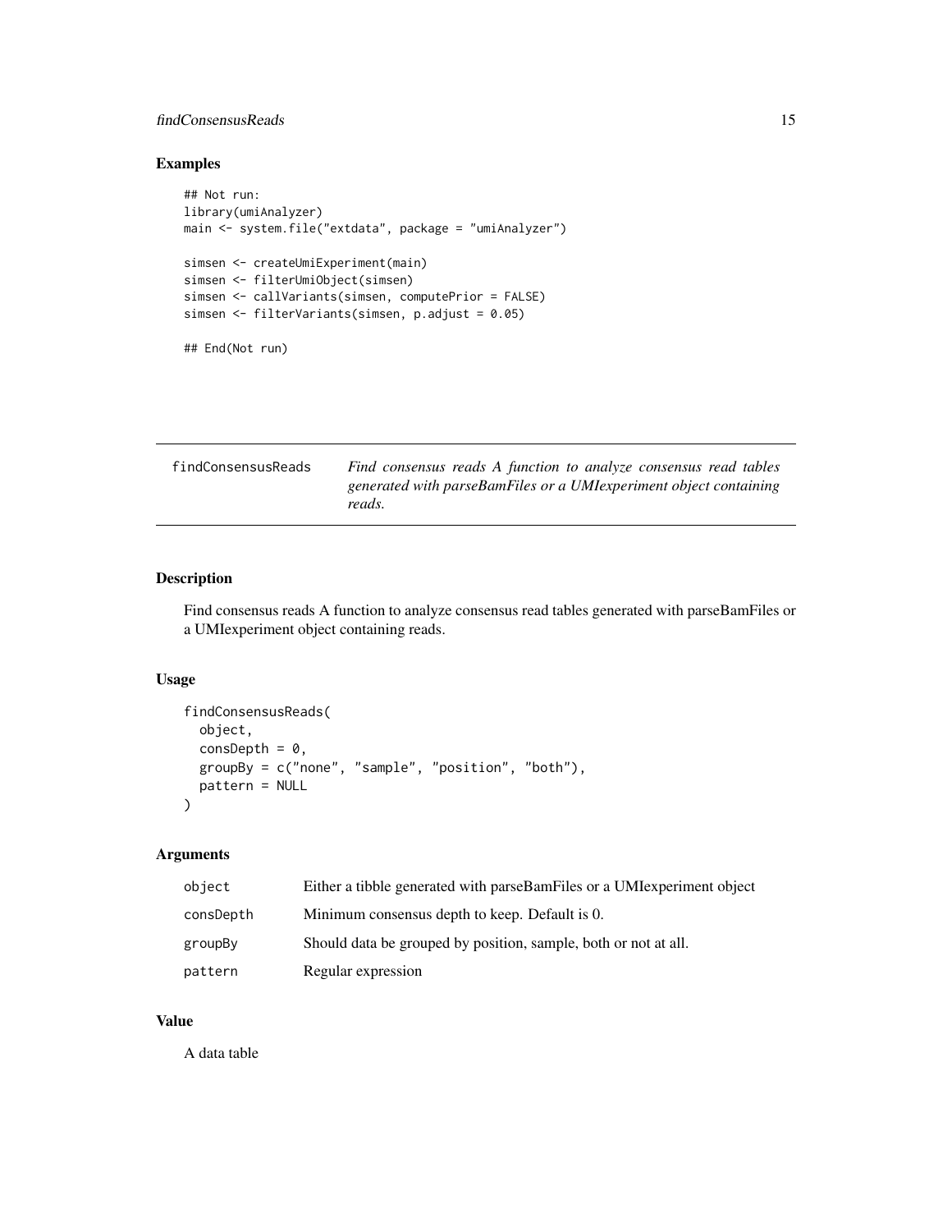## Examples

```
## Not run:
library(umiAnalyzer)
main <- system.file("extdata", package = "umiAnalyzer")

simsen <- createUmiExperiment(main)
simsen <- filterUmiObject(simsen)
simsen <- callVariants(simsen, computePrior = FALSE)
simsen <- filterVariants(simsen, p.adjust = 0.05)

## End(Not run)
```

---

`findConsensusReads` *Find consensus reads A function to analyze consensus read tables generated with parseBamFiles or a UMIexperiment object containing reads.*

---

## Description

Find consensus reads A function to analyze consensus read tables generated with parseBamFiles or a UMIexperiment object containing reads.

## Usage

```
findConsensusReads(
  object,
  consDepth = 0,
  groupBy = c("none", "sample", "position", "both"),
  pattern = NULL
)
```

## Arguments

| | |
|---|---|
| `object` | Either a tibble generated with parseBamFiles or a UMIexperiment object |
| `consDepth` | Minimum consensus depth to keep. Default is 0. |
| `groupBy` | Should data be grouped by position, sample, both or not at all. |
| `pattern` | Regular expression |

## Value

A data table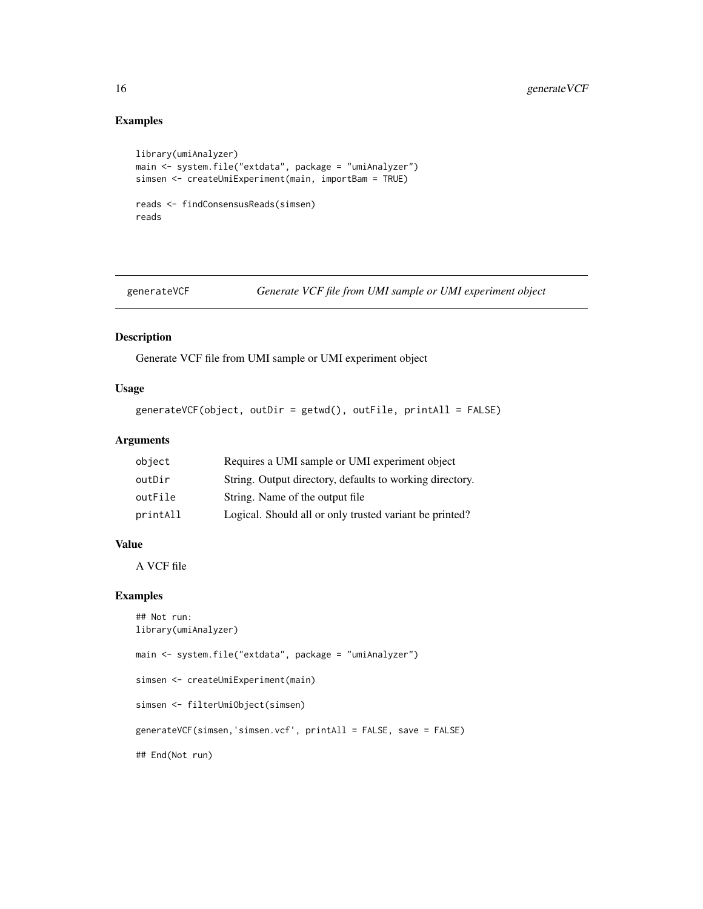## Examples

```
library(umiAnalyzer)
main <- system.file("extdata", package = "umiAnalyzer")
simsen <- createUmiExperiment(main, importBam = TRUE)

reads <- findConsensusReads(simsen)
reads
```

---

## generateVCF — *Generate VCF file from UMI sample or UMI experiment object*

---

### Description

Generate VCF file from UMI sample or UMI experiment object

### Usage

```
generateVCF(object, outDir = getwd(), outFile, printAll = FALSE)
```

### Arguments

| | |
|---|---|
| object | Requires a UMI sample or UMI experiment object |
| outDir | String. Output directory, defaults to working directory. |
| outFile | String. Name of the output file |
| printAll | Logical. Should all or only trusted variant be printed? |

### Value

A VCF file

### Examples

```
## Not run:
library(umiAnalyzer)

main <- system.file("extdata", package = "umiAnalyzer")

simsen <- createUmiExperiment(main)

simsen <- filterUmiObject(simsen)

generateVCF(simsen,'simsen.vcf', printAll = FALSE, save = FALSE)

## End(Not run)
```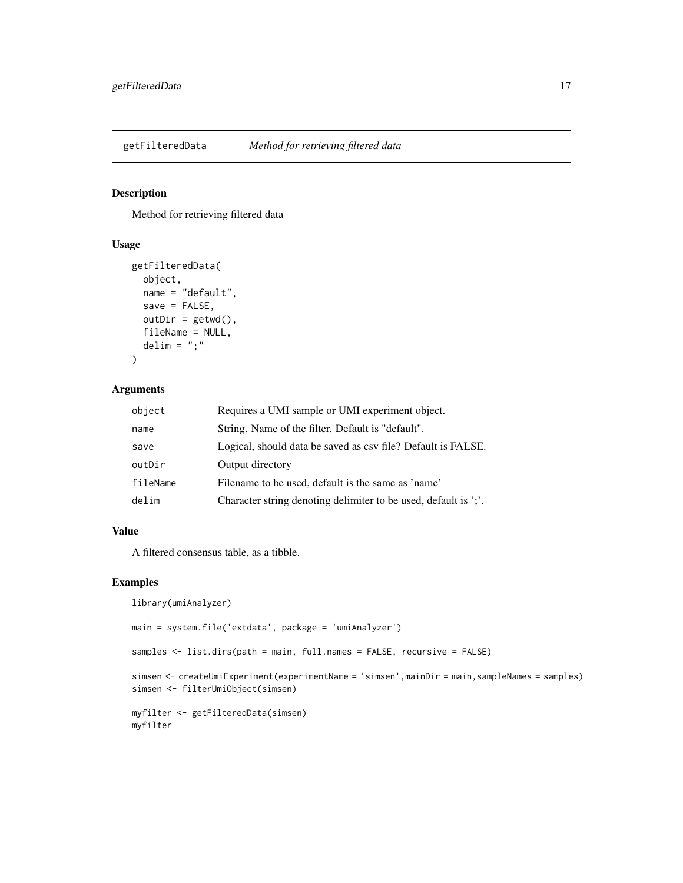## getFilteredData — *Method for retrieving filtered data*

### Description

Method for retrieving filtered data

### Usage

```
getFilteredData(
  object,
  name = "default",
  save = FALSE,
  outDir = getwd(),
  fileName = NULL,
  delim = ";"
)
```

### Arguments

| | |
|---|---|
| `object` | Requires a UMI sample or UMI experiment object. |
| `name` | String. Name of the filter. Default is "default". |
| `save` | Logical, should data be saved as csv file? Default is FALSE. |
| `outDir` | Output directory |
| `fileName` | Filename to be used, default is the same as 'name' |
| `delim` | Character string denoting delimiter to be used, default is ';'. |

### Value

A filtered consensus table, as a tibble.

### Examples

```
library(umiAnalyzer)

main = system.file('extdata', package = 'umiAnalyzer')

samples <- list.dirs(path = main, full.names = FALSE, recursive = FALSE)

simsen <- createUmiExperiment(experimentName = 'simsen',mainDir = main,sampleNames = samples)
simsen <- filterUmiObject(simsen)

myfilter <- getFilteredData(simsen)
myfilter
```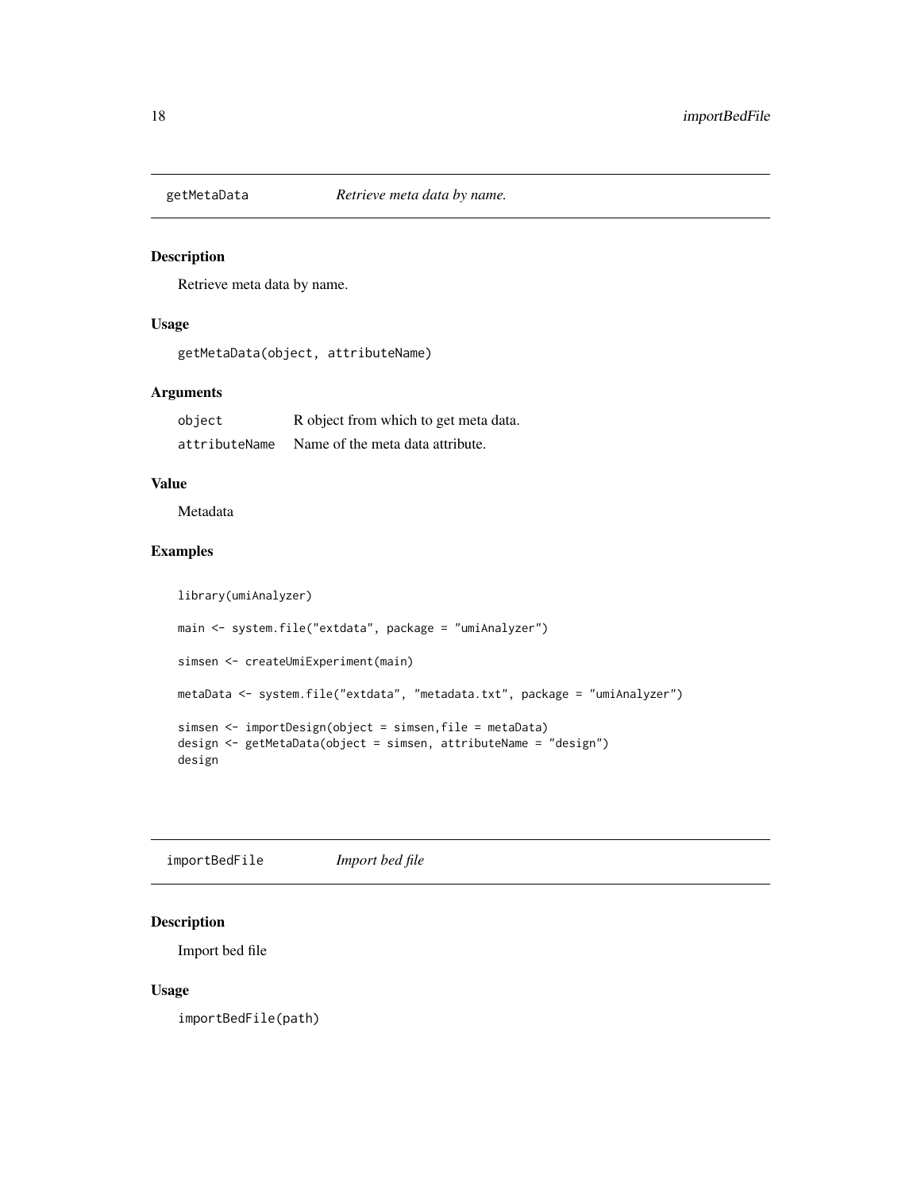## getMetaData — *Retrieve meta data by name.*

### Description

Retrieve meta data by name.

### Usage

```
getMetaData(object, attributeName)
```

### Arguments

| | |
|---|---|
| object | R object from which to get meta data. |
| attributeName | Name of the meta data attribute. |

### Value

Metadata

### Examples

```
library(umiAnalyzer)

main <- system.file("extdata", package = "umiAnalyzer")

simsen <- createUmiExperiment(main)

metaData <- system.file("extdata", "metadata.txt", package = "umiAnalyzer")

simsen <- importDesign(object = simsen,file = metaData)
design <- getMetaData(object = simsen, attributeName = "design")
design
```

## importBedFile — *Import bed file*

### Description

Import bed file

### Usage

```
importBedFile(path)
```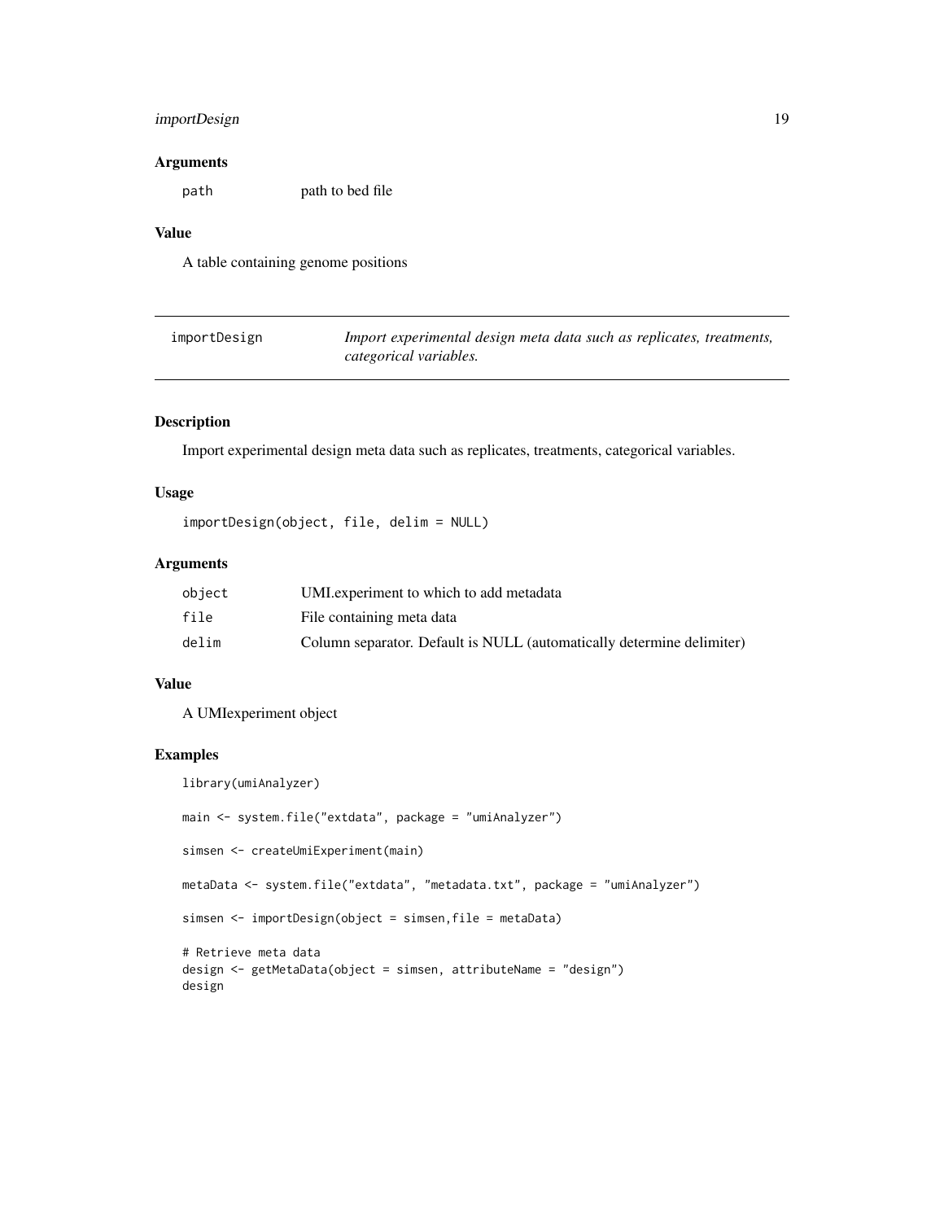## Arguments

| | |
|---|---|
| `path` | path to bed file |

## Value

A table containing genome positions

---

## importDesign — *Import experimental design meta data such as replicates, treatments, categorical variables.*

### Description

Import experimental design meta data such as replicates, treatments, categorical variables.

### Usage

```
importDesign(object, file, delim = NULL)
```

### Arguments

| | |
|---|---|
| `object` | UMI.experiment to which to add metadata |
| `file` | File containing meta data |
| `delim` | Column separator. Default is NULL (automatically determine delimiter) |

### Value

A UMIexperiment object

### Examples

```
library(umiAnalyzer)

main <- system.file("extdata", package = "umiAnalyzer")

simsen <- createUmiExperiment(main)

metaData <- system.file("extdata", "metadata.txt", package = "umiAnalyzer")

simsen <- importDesign(object = simsen,file = metaData)

# Retrieve meta data
design <- getMetaData(object = simsen, attributeName = "design")
design
```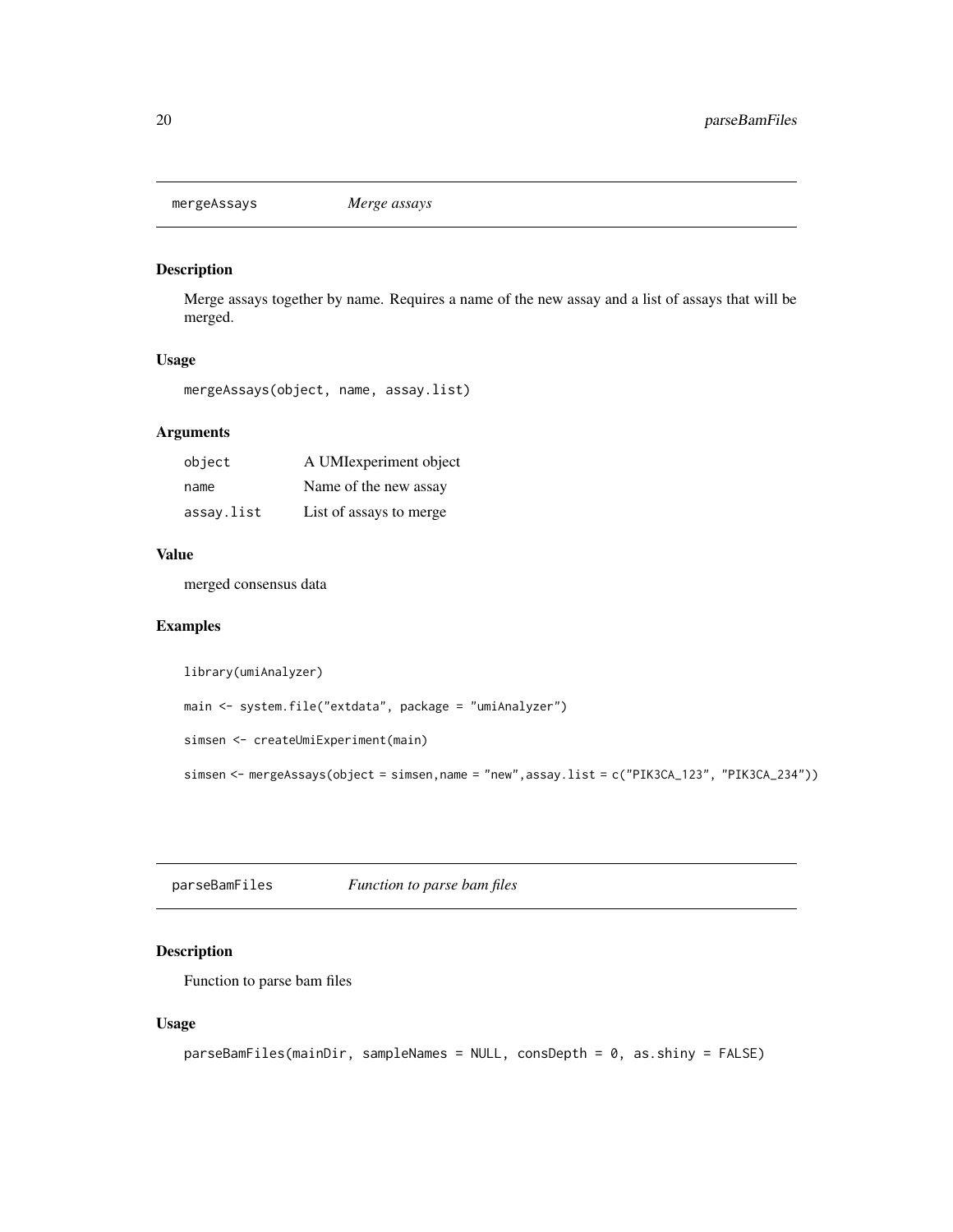## mergeAssays    *Merge assays*

### Description

Merge assays together by name. Requires a name of the new assay and a list of assays that will be merged.

### Usage

```
mergeAssays(object, name, assay.list)
```

### Arguments

| | |
|---|---|
| object | A UMIexperiment object |
| name | Name of the new assay |
| assay.list | List of assays to merge |

### Value

merged consensus data

### Examples

```
library(umiAnalyzer)

main <- system.file("extdata", package = "umiAnalyzer")

simsen <- createUmiExperiment(main)

simsen <- mergeAssays(object = simsen,name = "new",assay.list = c("PIK3CA_123", "PIK3CA_234"))
```

## parseBamFiles    *Function to parse bam files*

### Description

Function to parse bam files

### Usage

```
parseBamFiles(mainDir, sampleNames = NULL, consDepth = 0, as.shiny = FALSE)
```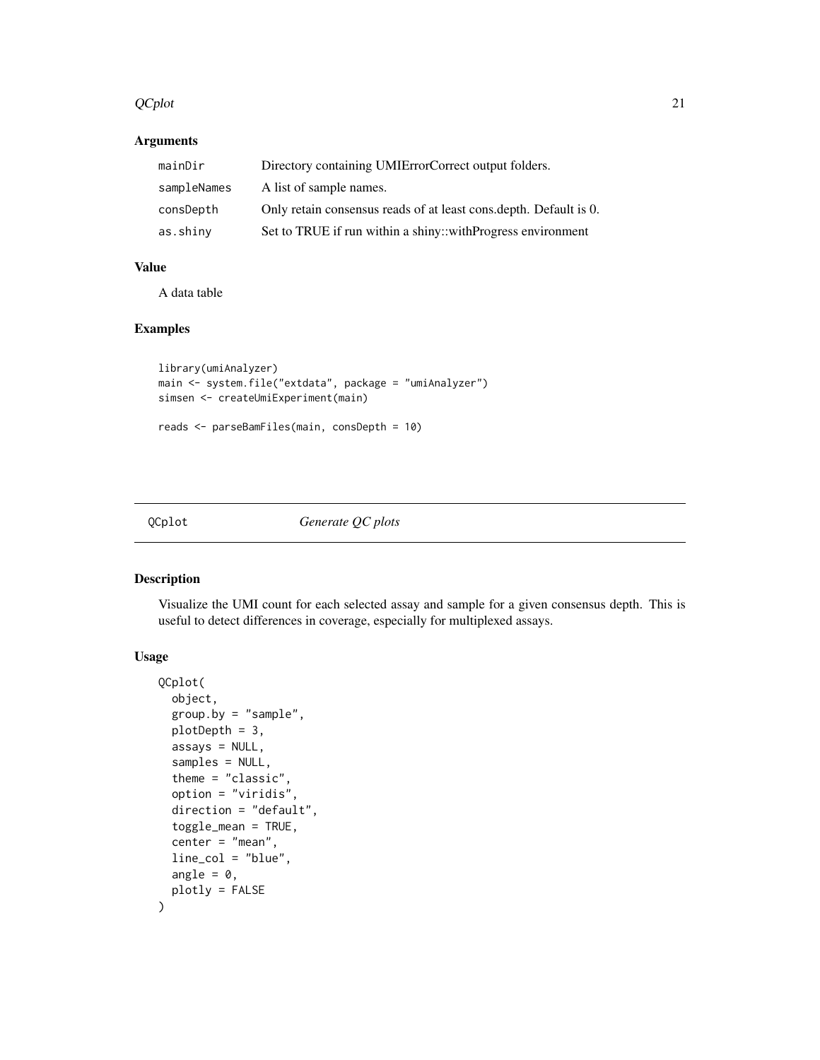### Arguments

| | |
|---|---|
| mainDir | Directory containing UMIErrorCorrect output folders. |
| sampleNames | A list of sample names. |
| consDepth | Only retain consensus reads of at least cons.depth. Default is 0. |
| as.shiny | Set to TRUE if run within a shiny::withProgress environment |

### Value

A data table

### Examples

```
library(umiAnalyzer)
main <- system.file("extdata", package = "umiAnalyzer")
simsen <- createUmiExperiment(main)

reads <- parseBamFiles(main, consDepth = 10)
```

## QCplot *Generate QC plots*

### Description

Visualize the UMI count for each selected assay and sample for a given consensus depth. This is useful to detect differences in coverage, especially for multiplexed assays.

### Usage

```
QCplot(
  object,
  group.by = "sample",
  plotDepth = 3,
  assays = NULL,
  samples = NULL,
  theme = "classic",
  option = "viridis",
  direction = "default",
  toggle_mean = TRUE,
  center = "mean",
  line_col = "blue",
  angle = 0,
  plotly = FALSE
)
```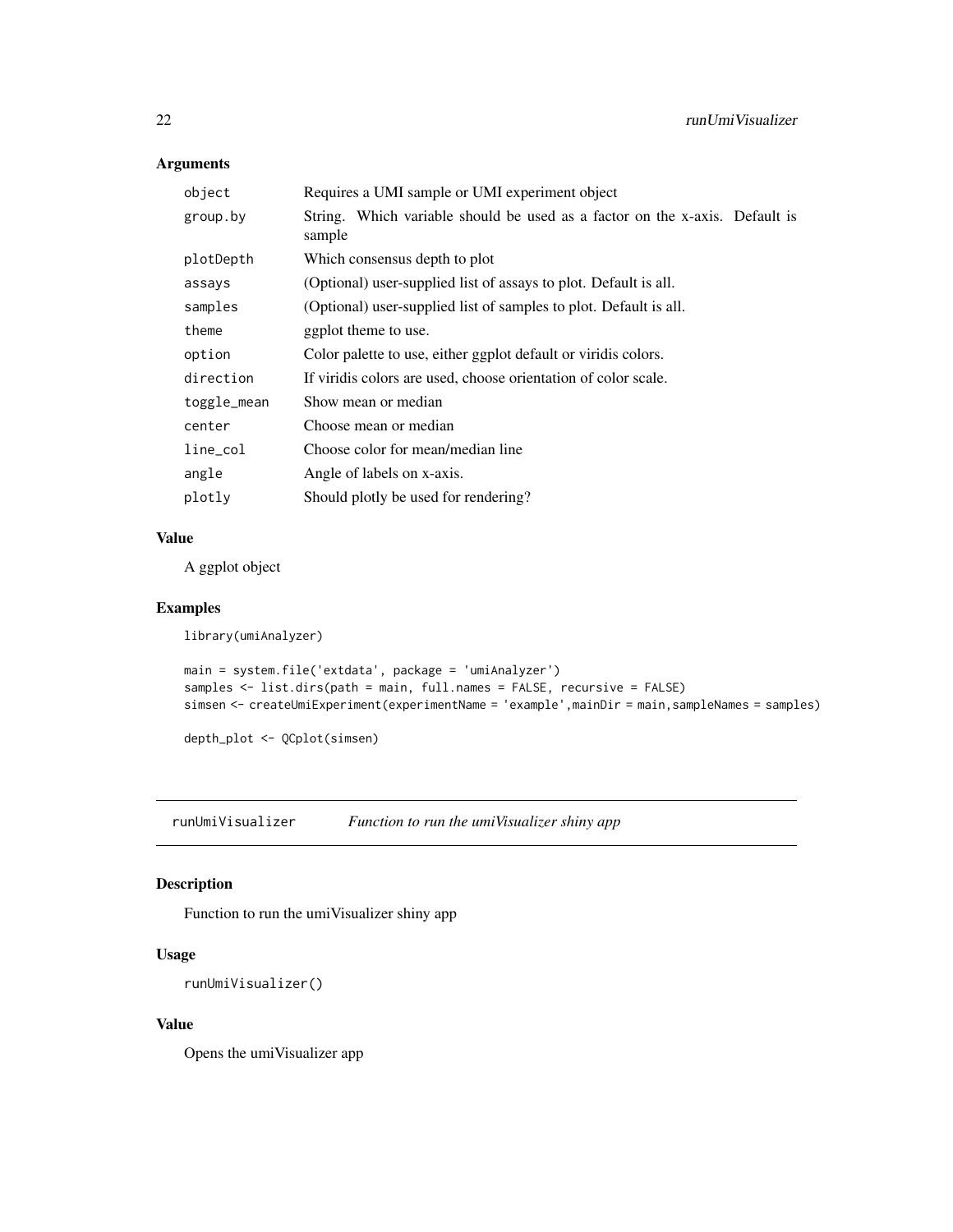### Arguments

| | |
|---|---|
| `object` | Requires a UMI sample or UMI experiment object |
| `group.by` | String. Which variable should be used as a factor on the x-axis. Default is sample |
| `plotDepth` | Which consensus depth to plot |
| `assays` | (Optional) user-supplied list of assays to plot. Default is all. |
| `samples` | (Optional) user-supplied list of samples to plot. Default is all. |
| `theme` | ggplot theme to use. |
| `option` | Color palette to use, either ggplot default or viridis colors. |
| `direction` | If viridis colors are used, choose orientation of color scale. |
| `toggle_mean` | Show mean or median |
| `center` | Choose mean or median |
| `line_col` | Choose color for mean/median line |
| `angle` | Angle of labels on x-axis. |
| `plotly` | Should plotly be used for rendering? |

### Value

A ggplot object

### Examples

```
library(umiAnalyzer)

main = system.file('extdata', package = 'umiAnalyzer')
samples <- list.dirs(path = main, full.names = FALSE, recursive = FALSE)
simsen <- createUmiExperiment(experimentName = 'example',mainDir = main,sampleNames = samples)

depth_plot <- QCplot(simsen)
```

---

## runUmiVisualizer    *Function to run the umiVisualizer shiny app*

---

### Description

Function to run the umiVisualizer shiny app

### Usage

```
runUmiVisualizer()
```

### Value

Opens the umiVisualizer app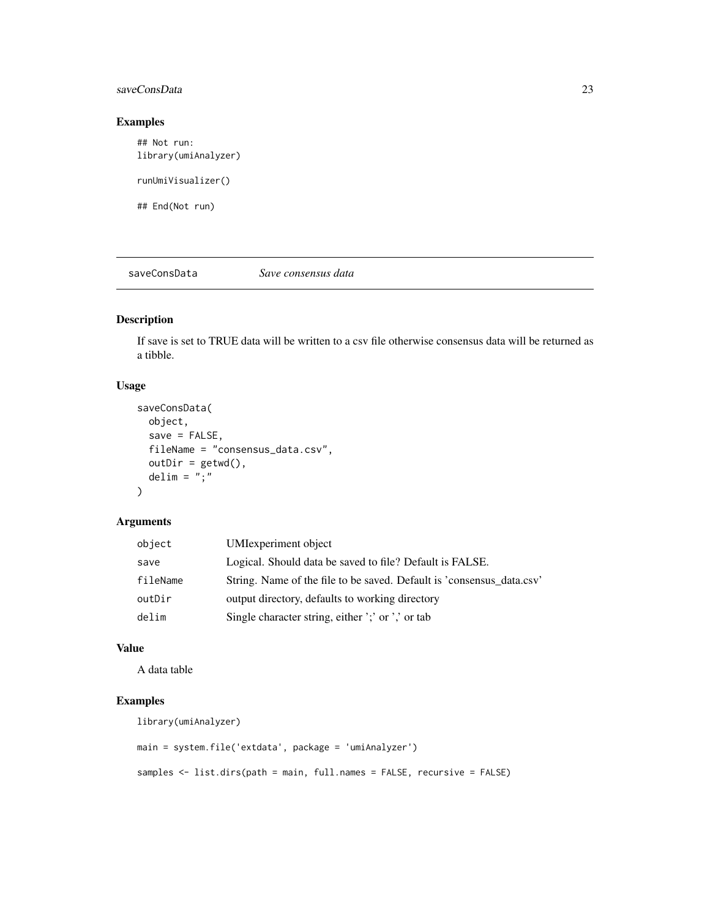### Examples

```
## Not run:
library(umiAnalyzer)

runUmiVisualizer()

## End(Not run)
```

---

## saveConsData *Save consensus data*

---

### Description

If save is set to TRUE data will be written to a csv file otherwise consensus data will be returned as a tibble.

### Usage

```
saveConsData(
  object,
  save = FALSE,
  fileName = "consensus_data.csv",
  outDir = getwd(),
  delim = ";"
)
```

### Arguments

| | |
|---|---|
| object | UMIexperiment object |
| save | Logical. Should data be saved to file? Default is FALSE. |
| fileName | String. Name of the file to be saved. Default is 'consensus_data.csv' |
| outDir | output directory, defaults to working directory |
| delim | Single character string, either ';' or ',' or tab |

### Value

A data table

### Examples

```
library(umiAnalyzer)

main = system.file('extdata', package = 'umiAnalyzer')

samples <- list.dirs(path = main, full.names = FALSE, recursive = FALSE)
```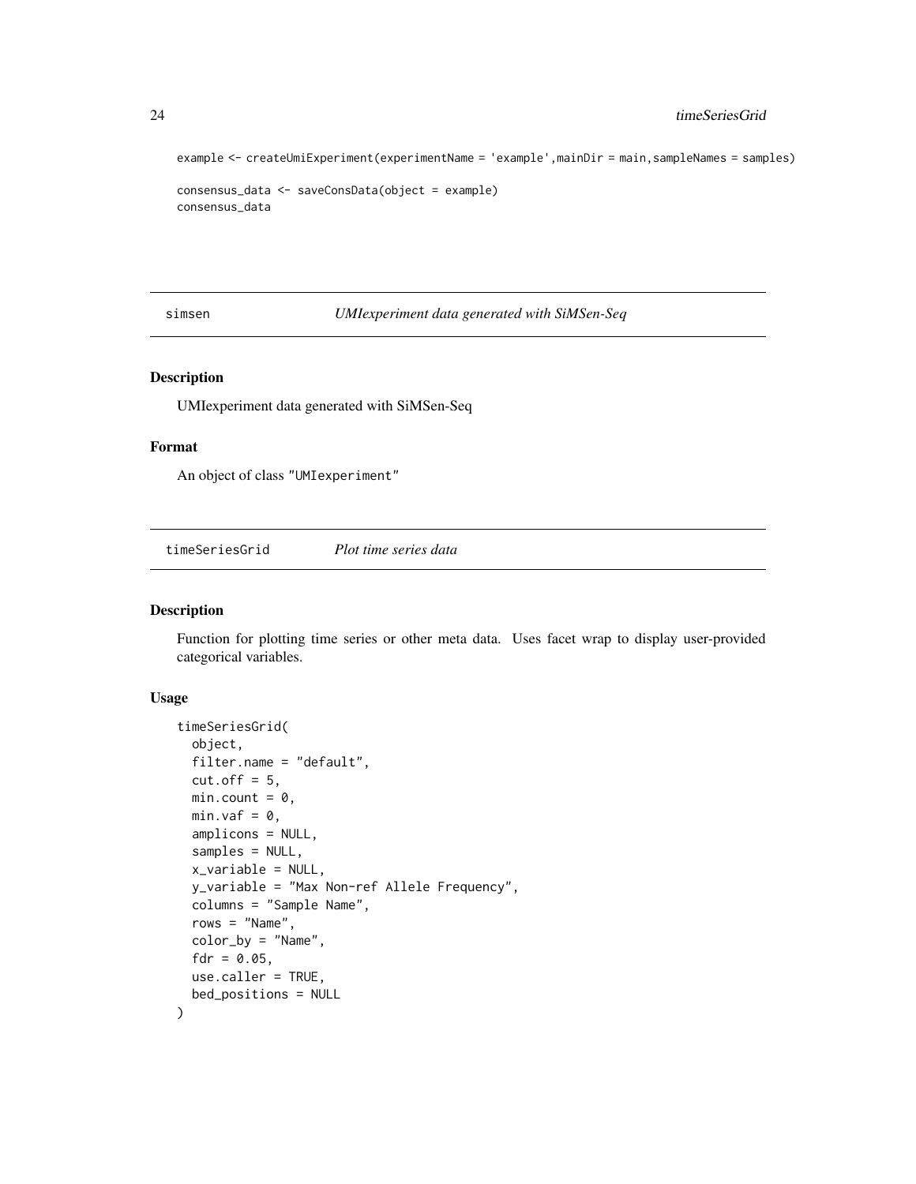```
example <- createUmiExperiment(experimentName = 'example',mainDir = main,sampleNames = samples)

consensus_data <- saveConsData(object = example)
consensus_data
```

## simsen — *UMIexperiment data generated with SiMSen-Seq*

### Description

UMIexperiment data generated with SiMSen-Seq

### Format

An object of class "UMIexperiment"

## timeSeriesGrid — *Plot time series data*

### Description

Function for plotting time series or other meta data. Uses facet wrap to display user-provided categorical variables.

### Usage

```
timeSeriesGrid(
  object,
  filter.name = "default",
  cut.off = 5,
  min.count = 0,
  min.vaf = 0,
  amplicons = NULL,
  samples = NULL,
  x_variable = NULL,
  y_variable = "Max Non-ref Allele Frequency",
  columns = "Sample Name",
  rows = "Name",
  color_by = "Name",
  fdr = 0.05,
  use.caller = TRUE,
  bed_positions = NULL
)
```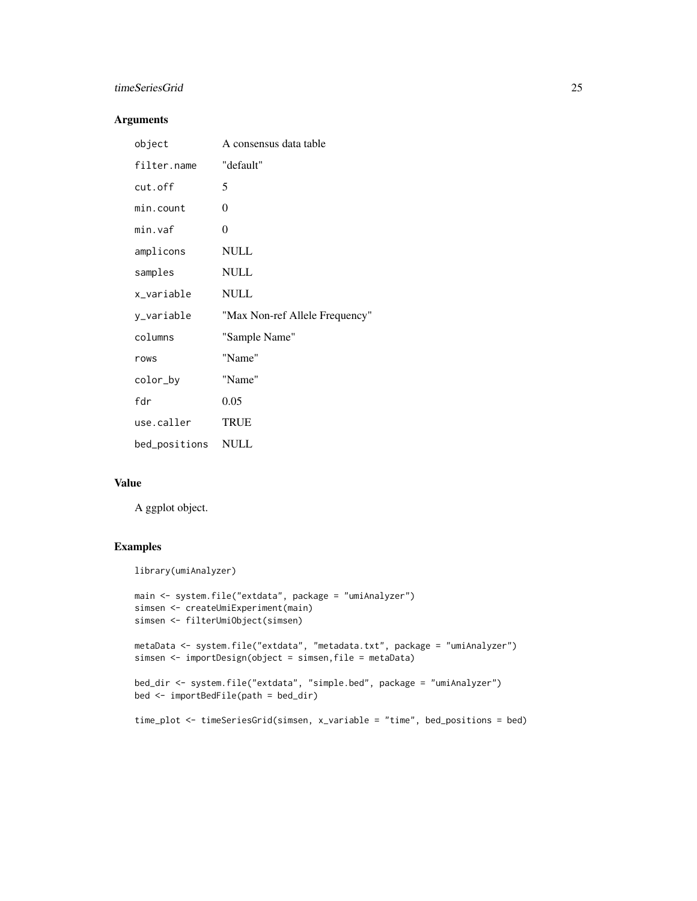## Arguments

| | |
|---|---|
| object | A consensus data table |
| filter.name | "default" |
| cut.off | 5 |
| min.count | 0 |
| min.vaf | 0 |
| amplicons | NULL |
| samples | NULL |
| x_variable | NULL |
| y_variable | "Max Non-ref Allele Frequency" |
| columns | "Sample Name" |
| rows | "Name" |
| color_by | "Name" |
| fdr | 0.05 |
| use.caller | TRUE |
| bed_positions | NULL |

## Value

A ggplot object.

## Examples

```
library(umiAnalyzer)

main <- system.file("extdata", package = "umiAnalyzer")
simsen <- createUmiExperiment(main)
simsen <- filterUmiObject(simsen)

metaData <- system.file("extdata", "metadata.txt", package = "umiAnalyzer")
simsen <- importDesign(object = simsen,file = metaData)

bed_dir <- system.file("extdata", "simple.bed", package = "umiAnalyzer")
bed <- importBedFile(path = bed_dir)

time_plot <- timeSeriesGrid(simsen, x_variable = "time", bed_positions = bed)
```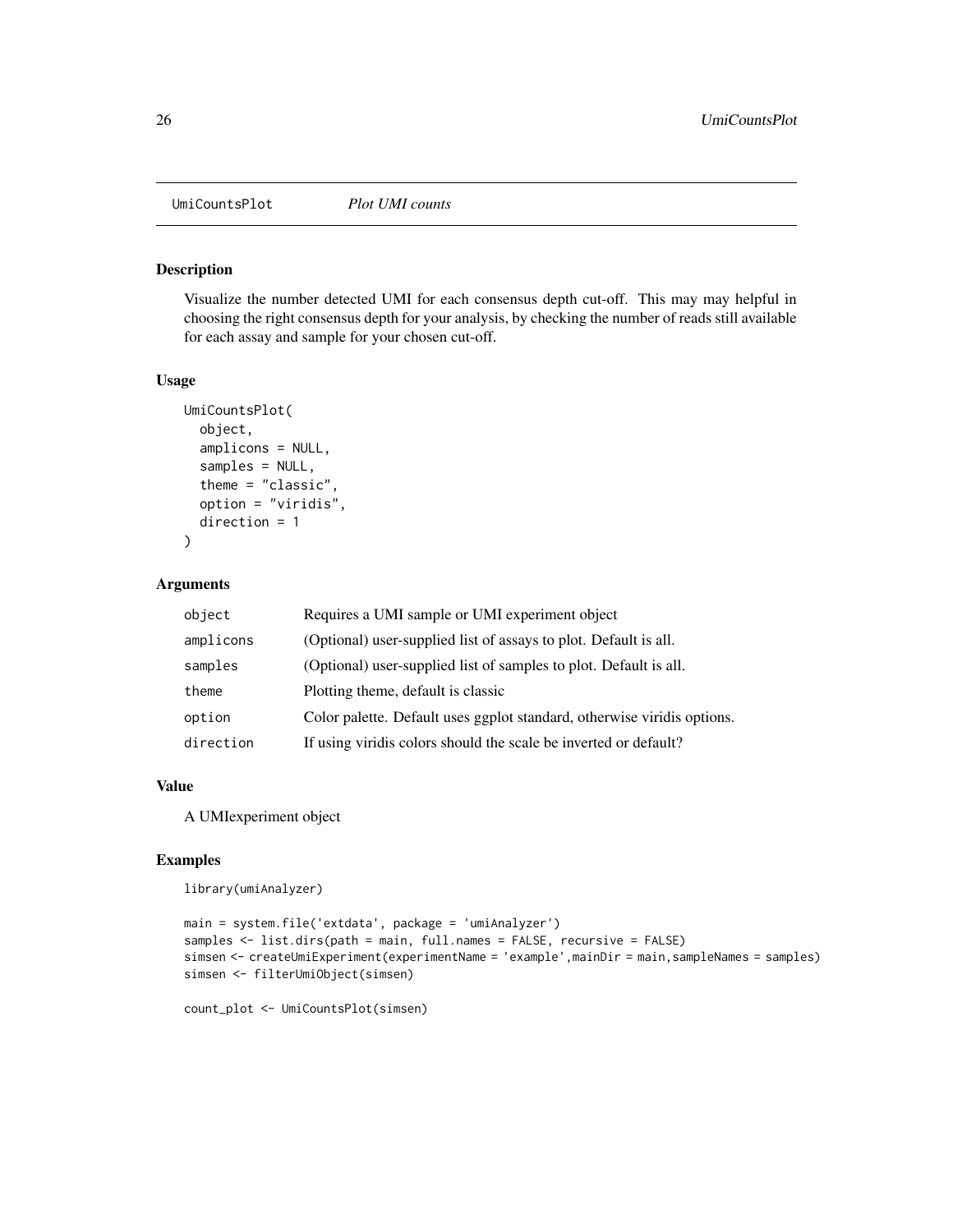UmiCountsPlot *Plot UMI counts*

## Description

Visualize the number detected UMI for each consensus depth cut-off. This may may helpful in choosing the right consensus depth for your analysis, by checking the number of reads still available for each assay and sample for your chosen cut-off.

## Usage

```
UmiCountsPlot(
  object,
  amplicons = NULL,
  samples = NULL,
  theme = "classic",
  option = "viridis",
  direction = 1
)
```

## Arguments

| | |
|---|---|
| object | Requires a UMI sample or UMI experiment object |
| amplicons | (Optional) user-supplied list of assays to plot. Default is all. |
| samples | (Optional) user-supplied list of samples to plot. Default is all. |
| theme | Plotting theme, default is classic |
| option | Color palette. Default uses ggplot standard, otherwise viridis options. |
| direction | If using viridis colors should the scale be inverted or default? |

## Value

A UMIexperiment object

## Examples

```
library(umiAnalyzer)

main = system.file('extdata', package = 'umiAnalyzer')
samples <- list.dirs(path = main, full.names = FALSE, recursive = FALSE)
simsen <- createUmiExperiment(experimentName = 'example',mainDir = main,sampleNames = samples)
simsen <- filterUmiObject(simsen)

count_plot <- UmiCountsPlot(simsen)
```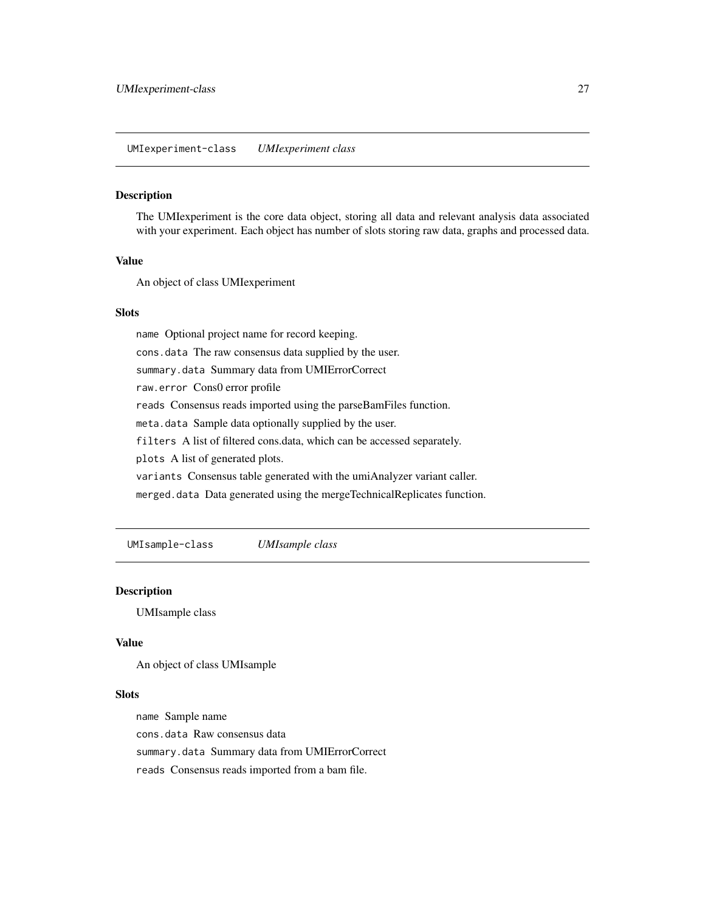## UMIexperiment-class *UMIexperiment class*

### Description

The UMIexperiment is the core data object, storing all data and relevant analysis data associated with your experiment. Each object has number of slots storing raw data, graphs and processed data.

### Value

An object of class UMIexperiment

### Slots

`name` Optional project name for record keeping.

`cons.data` The raw consensus data supplied by the user.

`summary.data` Summary data from UMIErrorCorrect

`raw.error` Cons0 error profile

`reads` Consensus reads imported using the parseBamFiles function.

`meta.data` Sample data optionally supplied by the user.

`filters` A list of filtered cons.data, which can be accessed separately.

`plots` A list of generated plots.

`variants` Consensus table generated with the umiAnalyzer variant caller.

`merged.data` Data generated using the mergeTechnicalReplicates function.

## UMIsample-class *UMIsample class*

### Description

UMIsample class

### Value

An object of class UMIsample

### Slots

`name` Sample name

`cons.data` Raw consensus data

`summary.data` Summary data from UMIErrorCorrect

`reads` Consensus reads imported from a bam file.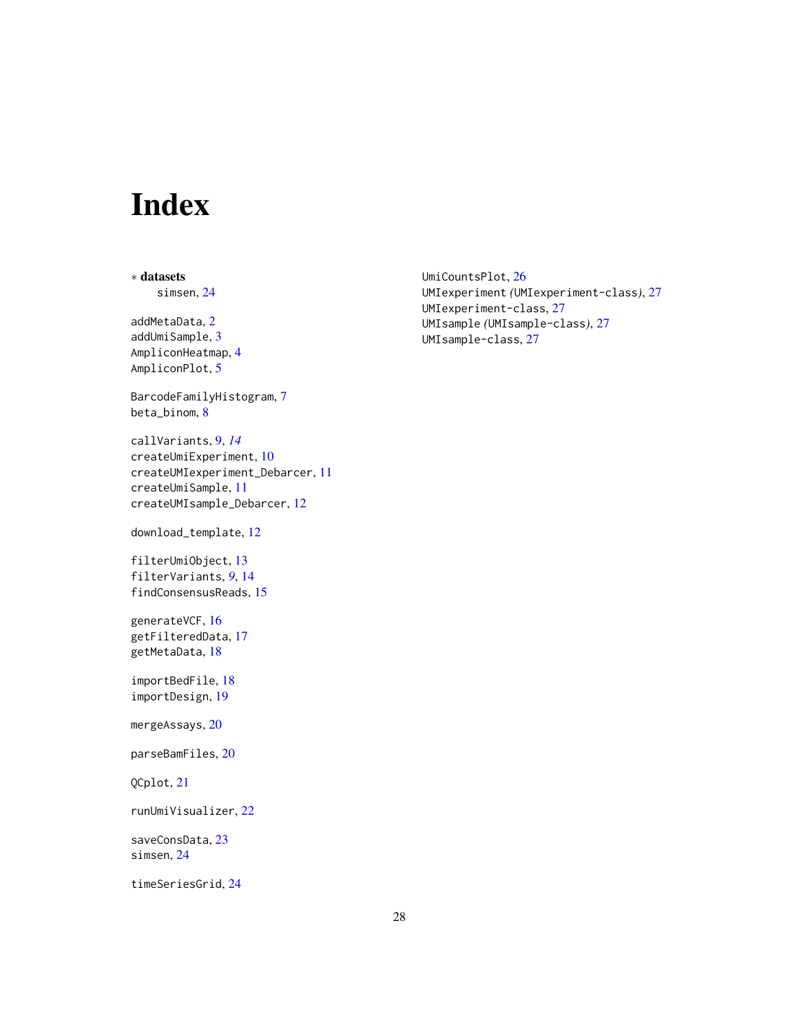# Index

∗ **datasets**
  simsen, 24

addMetaData, 2
addUmiSample, 3
AmpliconHeatmap, 4
AmpliconPlot, 5

BarcodeFamilyHistogram, 7
beta_binom, 8

callVariants, 9, *14*
createUmiExperiment, 10
createUMIexperiment_Debarcer, 11
createUmiSample, 11
createUMIsample_Debarcer, 12

download_template, 12

filterUmiObject, 13
filterVariants, *9*, 14
findConsensusReads, 15

generateVCF, 16
getFilteredData, 17
getMetaData, 18

importBedFile, 18
importDesign, 19

mergeAssays, 20

parseBamFiles, 20

QCplot, 21

runUmiVisualizer, 22

saveConsData, 23
simsen, 24

timeSeriesGrid, 24

UmiCountsPlot, 26
UMIexperiment *(*UMIexperiment-class*)*, 27
UMIexperiment-class, 27
UMIsample *(*UMIsample-class*)*, 27
UMIsample-class, 27